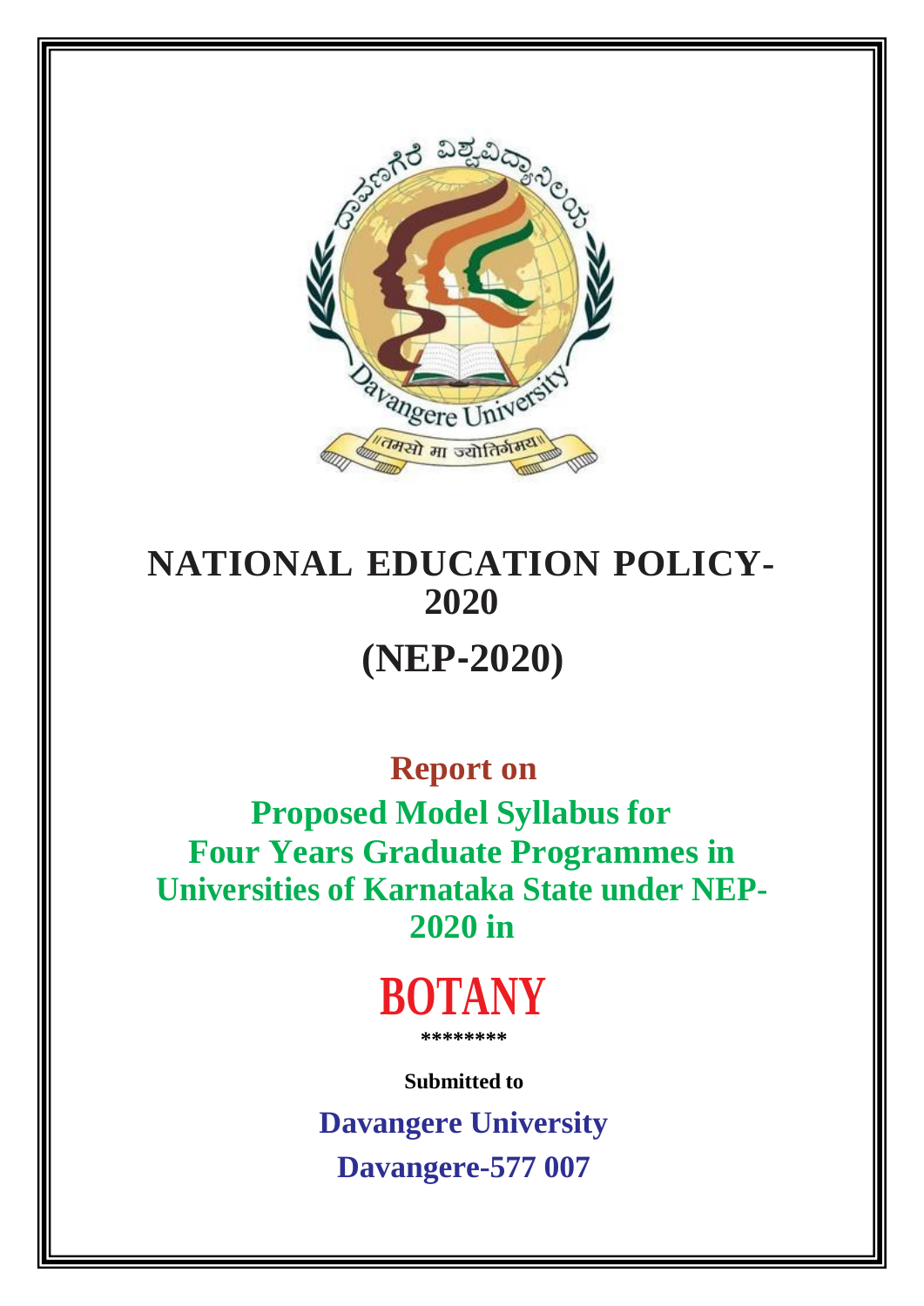# NATIONAL EDUCATION POLICY-2020

# (NEP-2020)

## Report on

## Proposed Model Syllabus for Four Years Graduate Programmes in Universities of Karnataka State under NEP-2020 in

# BOTANY

********

**Submitted to**

**Davangere University**

**Davangere-577 007**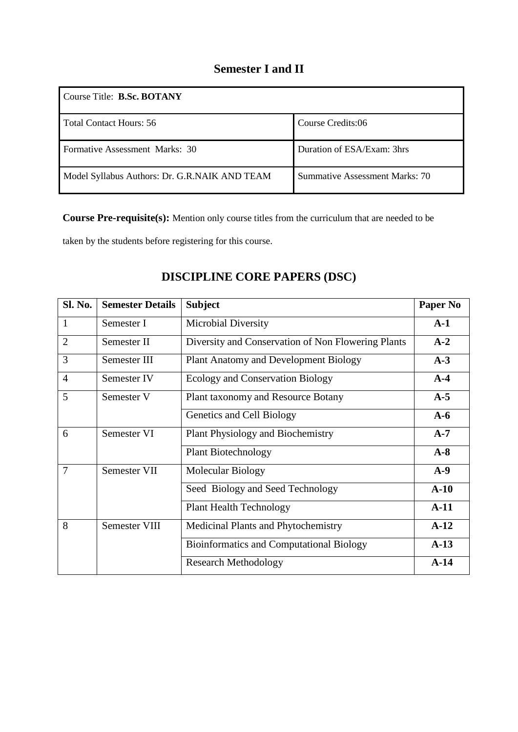## Semester I and II

| Course Title: **B.Sc. BOTANY** | |
|---|---|
| Total Contact Hours: 56 | Course Credits:06 |
| Formative Assessment Marks: 30 | Duration of ESA/Exam: 3hrs |
| Model Syllabus Authors: Dr. G.R.NAIK AND TEAM | Summative Assessment Marks: 70 |

**Course Pre-requisite(s):** Mention only course titles from the curriculum that are needed to be taken by the students before registering for this course.

## DISCIPLINE CORE PAPERS (DSC)

| Sl. No. | Semester Details | Subject | Paper No |
|---|---|---|---|
| 1 | Semester I | Microbial Diversity | **A-1** |
| 2 | Semester II | Diversity and Conservation of Non Flowering Plants | **A-2** |
| 3 | Semester III | Plant Anatomy and Development Biology | **A-3** |
| 4 | Semester IV | Ecology and Conservation Biology | **A-4** |
| 5 | Semester V | Plant taxonomy and Resource Botany | **A-5** |
| | | Genetics and Cell Biology | **A-6** |
| 6 | Semester VI | Plant Physiology and Biochemistry | **A-7** |
| | | Plant Biotechnology | **A-8** |
| 7 | Semester VII | Molecular Biology | **A-9** |
| | | Seed Biology and Seed Technology | **A-10** |
| | | Plant Health Technology | **A-11** |
| 8 | Semester VIII | Medicinal Plants and Phytochemistry | **A-12** |
| | | Bioinformatics and Computational Biology | **A-13** |
| | | Research Methodology | **A-14** |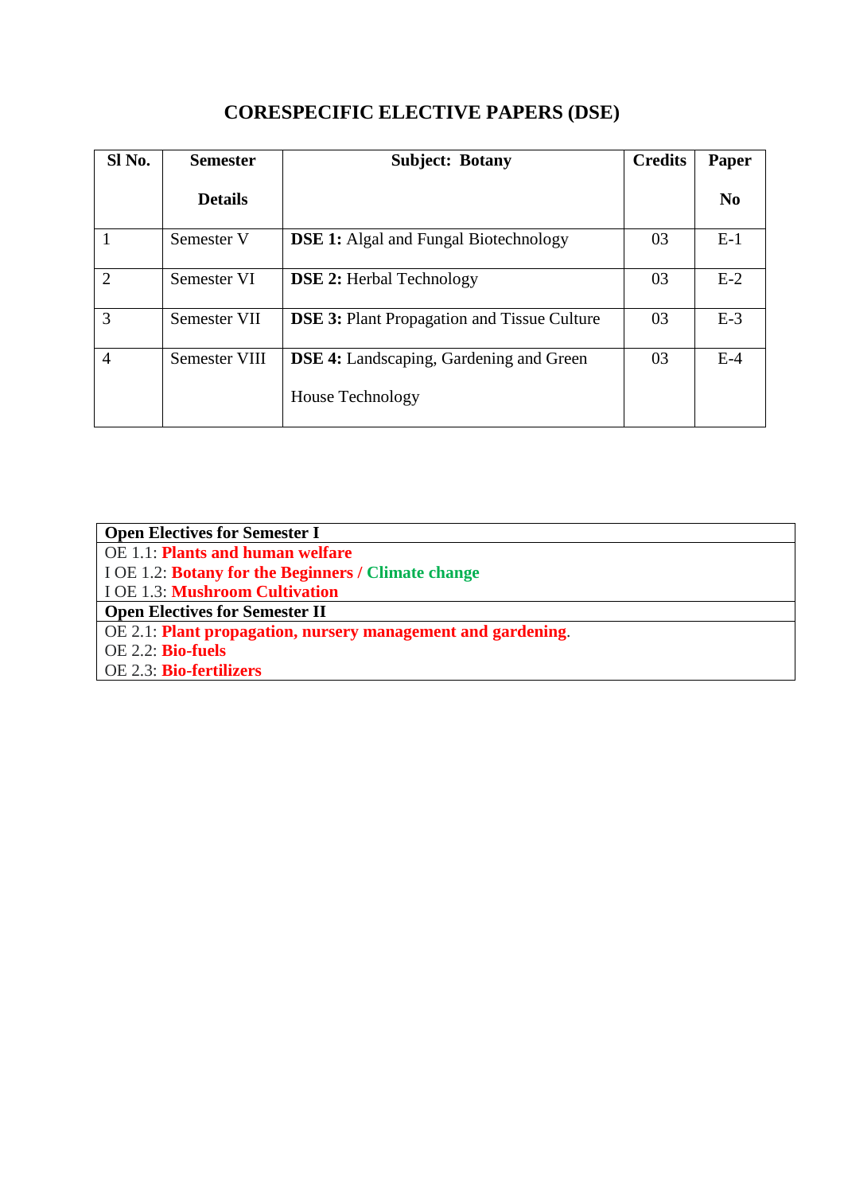# CORESPECIFIC ELECTIVE PAPERS (DSE)

| Sl No. | Semester Details | Subject: Botany | Credits | Paper No |
|---|---|---|---|---|
| 1 | Semester V | **DSE 1:** Algal and Fungal Biotechnology | 03 | E-1 |
| 2 | Semester VI | **DSE 2:** Herbal Technology | 03 | E-2 |
| 3 | Semester VII | **DSE 3:** Plant Propagation and Tissue Culture | 03 | E-3 |
| 4 | Semester VIII | **DSE 4:** Landscaping, Gardening and Green House Technology | 03 | E-4 |

| **Open Electives for Semester I** |
|---|
| OE 1.1: **Plants and human welfare** |
| I OE 1.2: **Botany for the Beginners / Climate change** |
| I OE 1.3: **Mushroom Cultivation** |
| **Open Electives for Semester II** |
| OE 2.1: **Plant propagation, nursery management and gardening**. |
| OE 2.2: **Bio-fuels** |
| OE 2.3: **Bio-fertilizers** |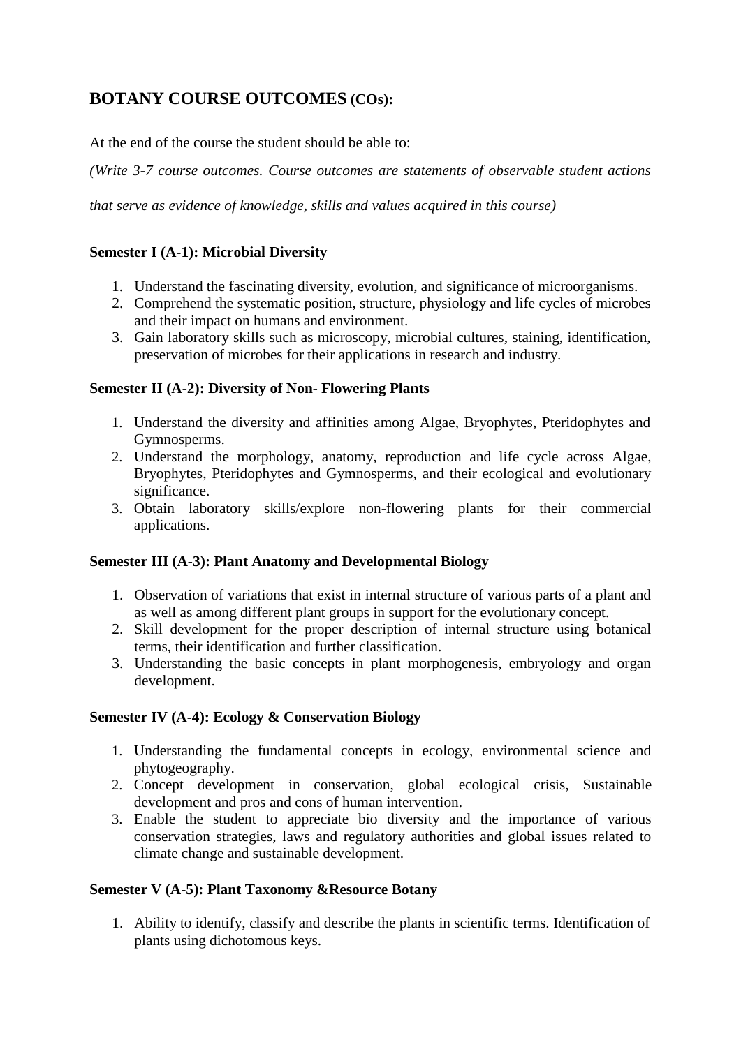## BOTANY COURSE OUTCOMES (COs):

At the end of the course the student should be able to:

*(Write 3-7 course outcomes. Course outcomes are statements of observable student actions that serve as evidence of knowledge, skills and values acquired in this course)*

**Semester I (A-1): Microbial Diversity**

1. Understand the fascinating diversity, evolution, and significance of microorganisms.
2. Comprehend the systematic position, structure, physiology and life cycles of microbes and their impact on humans and environment.
3. Gain laboratory skills such as microscopy, microbial cultures, staining, identification, preservation of microbes for their applications in research and industry.

**Semester II (A-2): Diversity of Non- Flowering Plants**

1. Understand the diversity and affinities among Algae, Bryophytes, Pteridophytes and Gymnosperms.
2. Understand the morphology, anatomy, reproduction and life cycle across Algae, Bryophytes, Pteridophytes and Gymnosperms, and their ecological and evolutionary significance.
3. Obtain laboratory skills/explore non-flowering plants for their commercial applications.

**Semester III (A-3): Plant Anatomy and Developmental Biology**

1. Observation of variations that exist in internal structure of various parts of a plant and as well as among different plant groups in support for the evolutionary concept.
2. Skill development for the proper description of internal structure using botanical terms, their identification and further classification.
3. Understanding the basic concepts in plant morphogenesis, embryology and organ development.

**Semester IV (A-4): Ecology & Conservation Biology**

1. Understanding the fundamental concepts in ecology, environmental science and phytogeography.
2. Concept development in conservation, global ecological crisis, Sustainable development and pros and cons of human intervention.
3. Enable the student to appreciate bio diversity and the importance of various conservation strategies, laws and regulatory authorities and global issues related to climate change and sustainable development.

**Semester V (A-5): Plant Taxonomy &Resource Botany**

1. Ability to identify, classify and describe the plants in scientific terms. Identification of plants using dichotomous keys.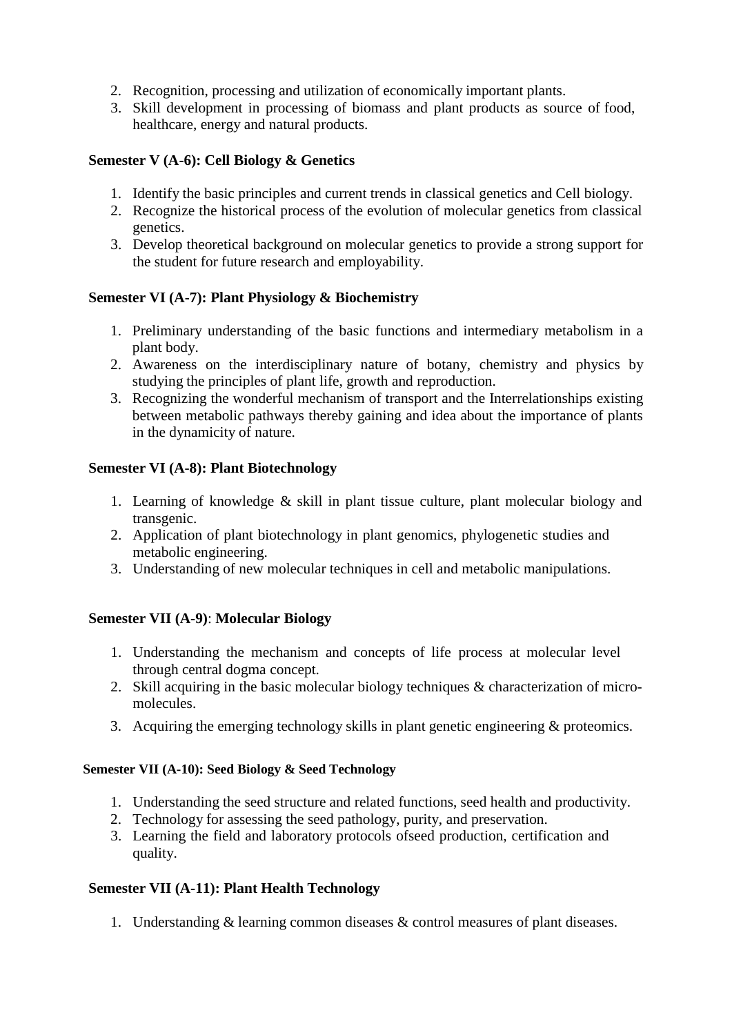2. Recognition, processing and utilization of economically important plants.
3. Skill development in processing of biomass and plant products as source of food, healthcare, energy and natural products.

**Semester V (A-6): Cell Biology & Genetics**

1. Identify the basic principles and current trends in classical genetics and Cell biology.
2. Recognize the historical process of the evolution of molecular genetics from classical genetics.
3. Develop theoretical background on molecular genetics to provide a strong support for the student for future research and employability.

**Semester VI (A-7): Plant Physiology & Biochemistry**

1. Preliminary understanding of the basic functions and intermediary metabolism in a plant body.
2. Awareness on the interdisciplinary nature of botany, chemistry and physics by studying the principles of plant life, growth and reproduction.
3. Recognizing the wonderful mechanism of transport and the Interrelationships existing between metabolic pathways thereby gaining and idea about the importance of plants in the dynamicity of nature.

**Semester VI (A-8): Plant Biotechnology**

1. Learning of knowledge & skill in plant tissue culture, plant molecular biology and transgenic.
2. Application of plant biotechnology in plant genomics, phylogenetic studies and metabolic engineering.
3. Understanding of new molecular techniques in cell and metabolic manipulations.

**Semester VII (A-9)**: **Molecular Biology**

1. Understanding the mechanism and concepts of life process at molecular level through central dogma concept.
2. Skill acquiring in the basic molecular biology techniques & characterization of micro-molecules.
3. Acquiring the emerging technology skills in plant genetic engineering & proteomics.

**Semester VII (A-10): Seed Biology & Seed Technology**

1. Understanding the seed structure and related functions, seed health and productivity.
2. Technology for assessing the seed pathology, purity, and preservation.
3. Learning the field and laboratory protocols ofseed production, certification and quality.

**Semester VII (A-11): Plant Health Technology**

1. Understanding & learning common diseases & control measures of plant diseases.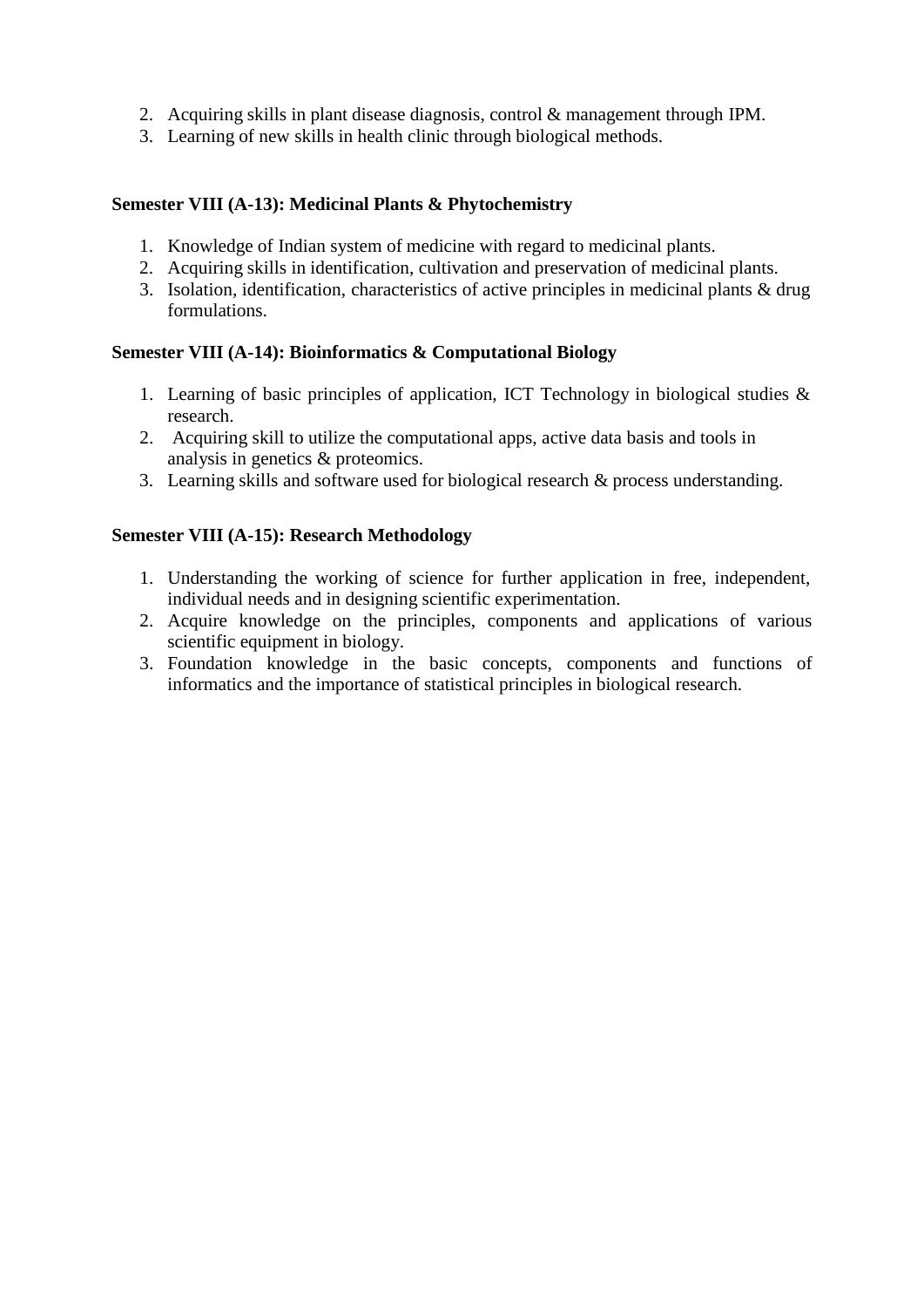2. Acquiring skills in plant disease diagnosis, control & management through IPM.
3. Learning of new skills in health clinic through biological methods.

**Semester VIII (A-13): Medicinal Plants & Phytochemistry**

1. Knowledge of Indian system of medicine with regard to medicinal plants.
2. Acquiring skills in identification, cultivation and preservation of medicinal plants.
3. Isolation, identification, characteristics of active principles in medicinal plants & drug formulations.

**Semester VIII (A-14): Bioinformatics & Computational Biology**

1. Learning of basic principles of application, ICT Technology in biological studies & research.
2. Acquiring skill to utilize the computational apps, active data basis and tools in analysis in genetics & proteomics.
3. Learning skills and software used for biological research & process understanding.

**Semester VIII (A-15): Research Methodology**

1. Understanding the working of science for further application in free, independent, individual needs and in designing scientific experimentation.
2. Acquire knowledge on the principles, components and applications of various scientific equipment in biology.
3. Foundation knowledge in the basic concepts, components and functions of informatics and the importance of statistical principles in biological research.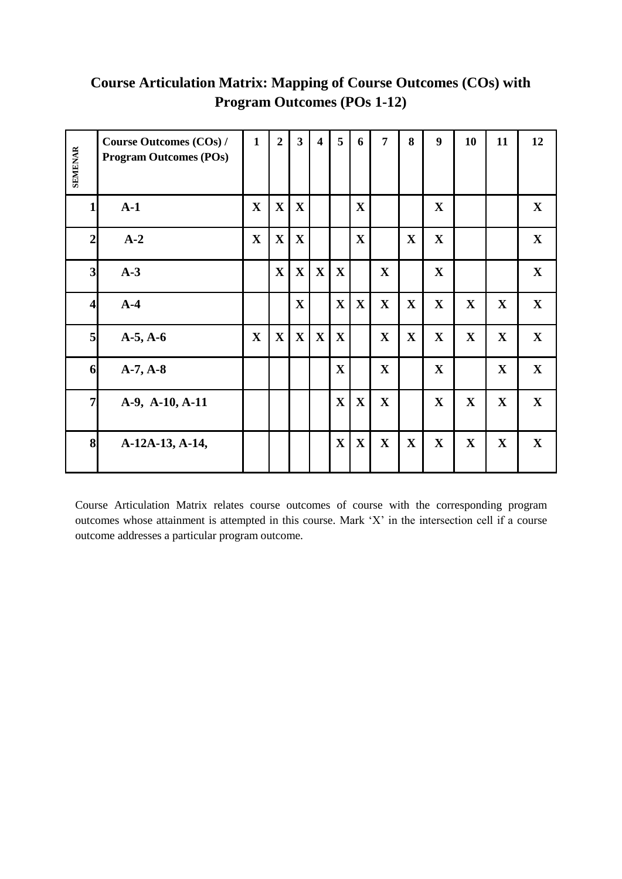## Course Articulation Matrix: Mapping of Course Outcomes (COs) with Program Outcomes (POs 1-12)

| SEMENAR | Course Outcomes (COs) / Program Outcomes (POs) | 1 | 2 | 3 | 4 | 5 | 6 | 7 | 8 | 9 | 10 | 11 | 12 |
|---|---|---|---|---|---|---|---|---|---|---|---|---|---|
| 1 | A-1 | X | X | X | | | X | | | X | | | X |
| 2 | A-2 | X | X | X | | | X | | X | X | | | X |
| 3 | A-3 | | X | X | X | X | | X | | X | | | X |
| 4 | A-4 | | | X | | X | X | X | X | X | X | X | X |
| 5 | A-5, A-6 | X | X | X | X | X | | X | X | X | X | X | X |
| 6 | A-7, A-8 | | | | | X | | X | | X | | X | X |
| 7 | A-9, A-10, A-11 | | | | | X | X | X | | X | X | X | X |
| 8 | A-12A-13, A-14, | | | | | X | X | X | X | X | X | X | X |

Course Articulation Matrix relates course outcomes of course with the corresponding program outcomes whose attainment is attempted in this course. Mark 'X' in the intersection cell if a course outcome addresses a particular program outcome.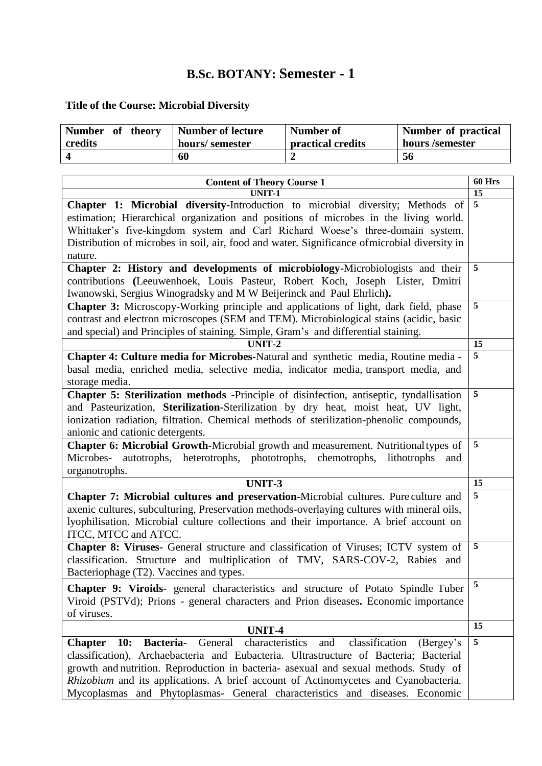# B.Sc. BOTANY: Semester - 1

**Title of the Course: Microbial Diversity**

| Number of theory credits | Number of lecture hours/ semester | Number of practical credits | Number of practical hours /semester |
|---|---|---|---|
| 4 | 60 | 2 | 56 |

| Content of Theory Course 1 | 60 Hrs |
|---|---|
| **UNIT-1** | **15** |
| **Chapter 1: Microbial diversity**-Introduction to microbial diversity; Methods of estimation; Hierarchical organization and positions of microbes in the living world. Whittaker's five-kingdom system and Carl Richard Woese's three-domain system. Distribution of microbes in soil, air, food and water. Significance ofmicrobial diversity in nature. | 5 |
| **Chapter 2: History and developments of microbiology**-Microbiologists and their contributions **(**Leeuwenhoek, Louis Pasteur, Robert Koch, Joseph Lister, Dmitri Iwanowski, Sergius Winogradsky and M W Beijerinck and Paul Ehrlich**).** | 5 |
| **Chapter 3:** Microscopy-Working principle and applications of light, dark field, phase contrast and electron microscopes (SEM and TEM). Microbiological stains (acidic, basic and special) and Principles of staining. Simple, Gram's and differential staining. | 5 |
| **UNIT-2** | **15** |
| **Chapter 4: Culture media for Microbes-**Natural and synthetic media, Routine media - basal media, enriched media, selective media, indicator media, transport media, and storage media. | 5 |
| **Chapter 5: Sterilization methods -**Principle of disinfection, antiseptic, tyndallisation and Pasteurization, **Sterilization-**Sterilization by dry heat, moist heat, UV light, ionization radiation, filtration. Chemical methods of sterilization-phenolic compounds, anionic and cationic detergents. | 5 |
| **Chapter 6: Microbial Growth-**Microbial growth and measurement. Nutritional types of Microbes- autotrophs, heterotrophs, phototrophs, chemotrophs, lithotrophs and organotrophs. | 5 |
| **UNIT-3** | **15** |
| **Chapter 7: Microbial cultures and preservation-**Microbial cultures. Pure culture and axenic cultures, subculturing, Preservation methods-overlaying cultures with mineral oils, lyophilisation. Microbial culture collections and their importance. A brief account on ITCC, MTCC and ATCC. | 5 |
| **Chapter 8: Viruses**- General structure and classification of Viruses; ICTV system of classification. Structure and multiplication of TMV, SARS-COV-2, Rabies and Bacteriophage (T2). Vaccines and types. | 5 |
| **Chapter 9: Viroids**- general characteristics and structure of Potato Spindle Tuber Viroid (PSTVd); Prions - general characters and Prion diseases**.** Economic importance of viruses. | 5 |
| **UNIT-4** | **15** |
| **Chapter 10: Bacteria-** General characteristics and classification (Bergey's classification), Archaebacteria and Eubacteria. Ultrastructure of Bacteria; Bacterial growth and nutrition. Reproduction in bacteria- asexual and sexual methods. Study of *Rhizobium* and its applications. A brief account of Actinomycetes and Cyanobacteria. Mycoplasmas and Phytoplasmas- General characteristics and diseases. Economic | 5 |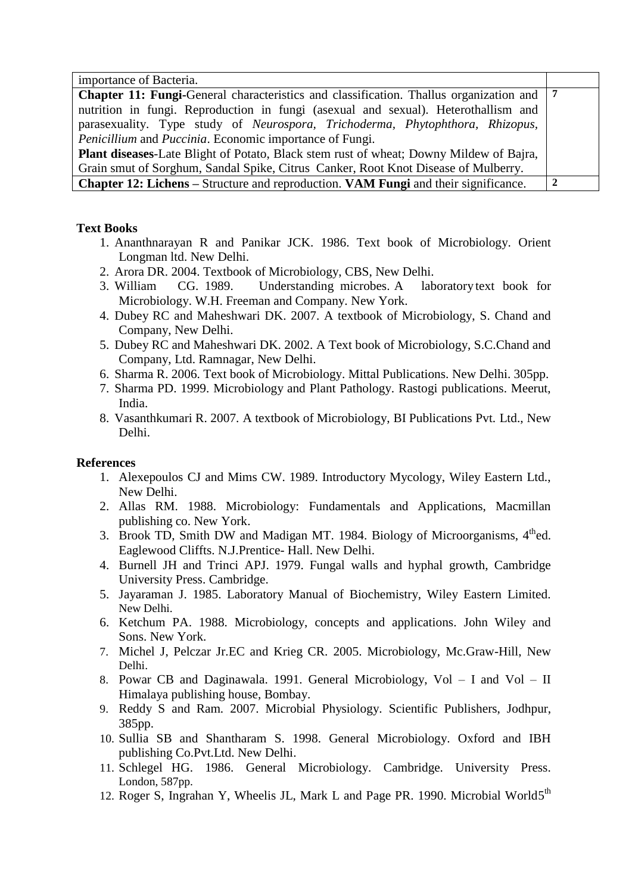| | |
|---|---|
| importance of Bacteria. | |
| **Chapter 11: Fungi**-General characteristics and classification. Thallus organization and nutrition in fungi. Reproduction in fungi (asexual and sexual). Heterothallism and parasexuality. Type study of *Neurospora, Trichoderma, Phytophthora, Rhizopus, Penicillium* and *Puccinia*. Economic importance of Fungi.<br>**Plant diseases**-Late Blight of Potato, Black stem rust of wheat; Downy Mildew of Bajra, Grain smut of Sorghum, Sandal Spike, Citrus Canker, Root Knot Disease of Mulberry. | **7** |
| **Chapter 12: Lichens** – Structure and reproduction. **VAM Fungi** and their significance. | **2** |

**Text Books**

1. Ananthnarayan R and Panikar JCK. 1986. Text book of Microbiology. Orient Longman ltd. New Delhi.
2. Arora DR. 2004. Textbook of Microbiology, CBS, New Delhi.
3. William CG. 1989. Understanding microbes. A laboratory text book for Microbiology. W.H. Freeman and Company. New York.
4. Dubey RC and Maheshwari DK. 2007. A textbook of Microbiology, S. Chand and Company, New Delhi.
5. Dubey RC and Maheshwari DK. 2002. A Text book of Microbiology, S.C.Chand and Company, Ltd. Ramnagar, New Delhi.
6. Sharma R. 2006. Text book of Microbiology. Mittal Publications. New Delhi. 305pp.
7. Sharma PD. 1999. Microbiology and Plant Pathology. Rastogi publications. Meerut, India.
8. Vasanthkumari R. 2007. A textbook of Microbiology, BI Publications Pvt. Ltd., New Delhi.

**References**

1. Alexepoulos CJ and Mims CW. 1989. Introductory Mycology, Wiley Eastern Ltd., New Delhi.
2. Allas RM. 1988. Microbiology: Fundamentals and Applications, Macmillan publishing co. New York.
3. Brook TD, Smith DW and Madigan MT. 1984. Biology of Microorganisms, 4th ed. Eaglewood Cliffts. N.J.Prentice- Hall. New Delhi.
4. Burnell JH and Trinci APJ. 1979. Fungal walls and hyphal growth, Cambridge University Press. Cambridge.
5. Jayaraman J. 1985. Laboratory Manual of Biochemistry, Wiley Eastern Limited. New Delhi.
6. Ketchum PA. 1988. Microbiology, concepts and applications. John Wiley and Sons. New York.
7. Michel J, Pelczar Jr.EC and Krieg CR. 2005. Microbiology, Mc.Graw-Hill, New Delhi.
8. Powar CB and Daginawala. 1991. General Microbiology, Vol – I and Vol – II Himalaya publishing house, Bombay.
9. Reddy S and Ram. 2007. Microbial Physiology. Scientific Publishers, Jodhpur, 385pp.
10. Sullia SB and Shantharam S. 1998. General Microbiology. Oxford and IBH publishing Co.Pvt.Ltd. New Delhi.
11. Schlegel HG. 1986. General Microbiology. Cambridge. University Press. London, 587pp.
12. Roger S, Ingrahan Y, Wheelis JL, Mark L and Page PR. 1990. Microbial World 5th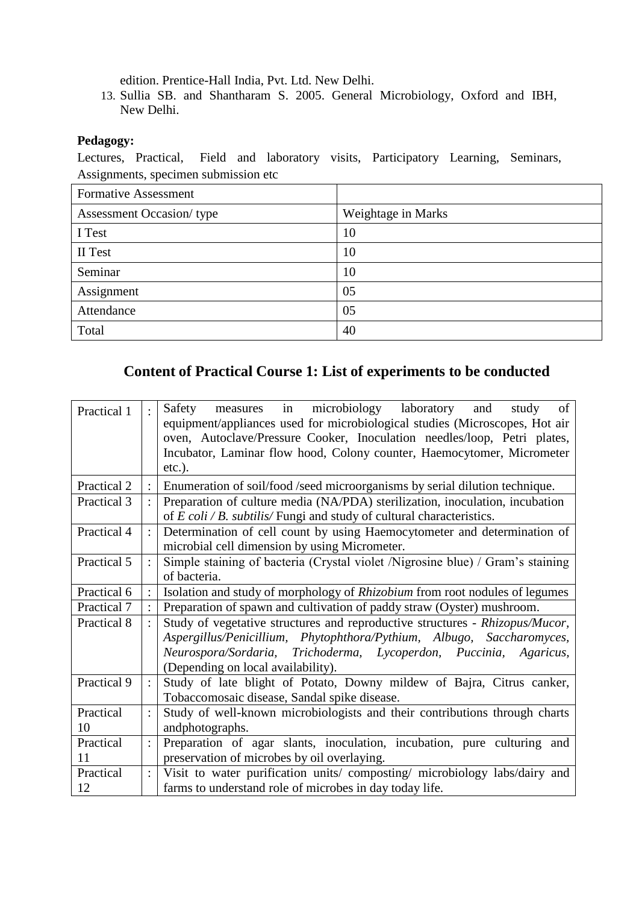edition. Prentice-Hall India, Pvt. Ltd. New Delhi.

13. Sullia SB. and Shantharam S. 2005. General Microbiology, Oxford and IBH, New Delhi.

**Pedagogy:**

Lectures, Practical, Field and laboratory visits, Participatory Learning, Seminars, Assignments, specimen submission etc

| Formative Assessment | |
|---|---|
| Assessment Occasion/ type | Weightage in Marks |
| I Test | 10 |
| II Test | 10 |
| Seminar | 10 |
| Assignment | 05 |
| Attendance | 05 |
| Total | 40 |

## Content of Practical Course 1: List of experiments to be conducted

| | | |
|---|---|---|
| Practical 1 | : | Safety measures in microbiology laboratory and study of equipment/appliances used for microbiological studies (Microscopes, Hot air oven, Autoclave/Pressure Cooker, Inoculation needles/loop, Petri plates, Incubator, Laminar flow hood, Colony counter, Haemocytomer, Micrometer etc.). |
| Practical 2 | : | Enumeration of soil/food /seed microorganisms by serial dilution technique. |
| Practical 3 | : | Preparation of culture media (NA/PDA) sterilization, inoculation, incubation of *E coli / B. subtilis/* Fungi and study of cultural characteristics. |
| Practical 4 | : | Determination of cell count by using Haemocytometer and determination of microbial cell dimension by using Micrometer. |
| Practical 5 | : | Simple staining of bacteria (Crystal violet /Nigrosine blue) / Gram's staining of bacteria. |
| Practical 6 | : | Isolation and study of morphology of *Rhizobium* from root nodules of legumes |
| Practical 7 | : | Preparation of spawn and cultivation of paddy straw (Oyster) mushroom. |
| Practical 8 | : | Study of vegetative structures and reproductive structures - *Rhizopus/Mucor, Aspergillus/Penicillium, Phytophthora/Pythium, Albugo, Saccharomyces, Neurospora/Sordaria, Trichoderma, Lycoperdon, Puccinia, Agaricus,* (Depending on local availability). |
| Practical 9 | : | Study of late blight of Potato, Downy mildew of Bajra, Citrus canker, Tobaccomosaic disease, Sandal spike disease. |
| Practical 10 | : | Study of well-known microbiologists and their contributions through charts andphotographs. |
| Practical 11 | : | Preparation of agar slants, inoculation, incubation, pure culturing and preservation of microbes by oil overlaying. |
| Practical 12 | : | Visit to water purification units/ composting/ microbiology labs/dairy and farms to understand role of microbes in day today life. |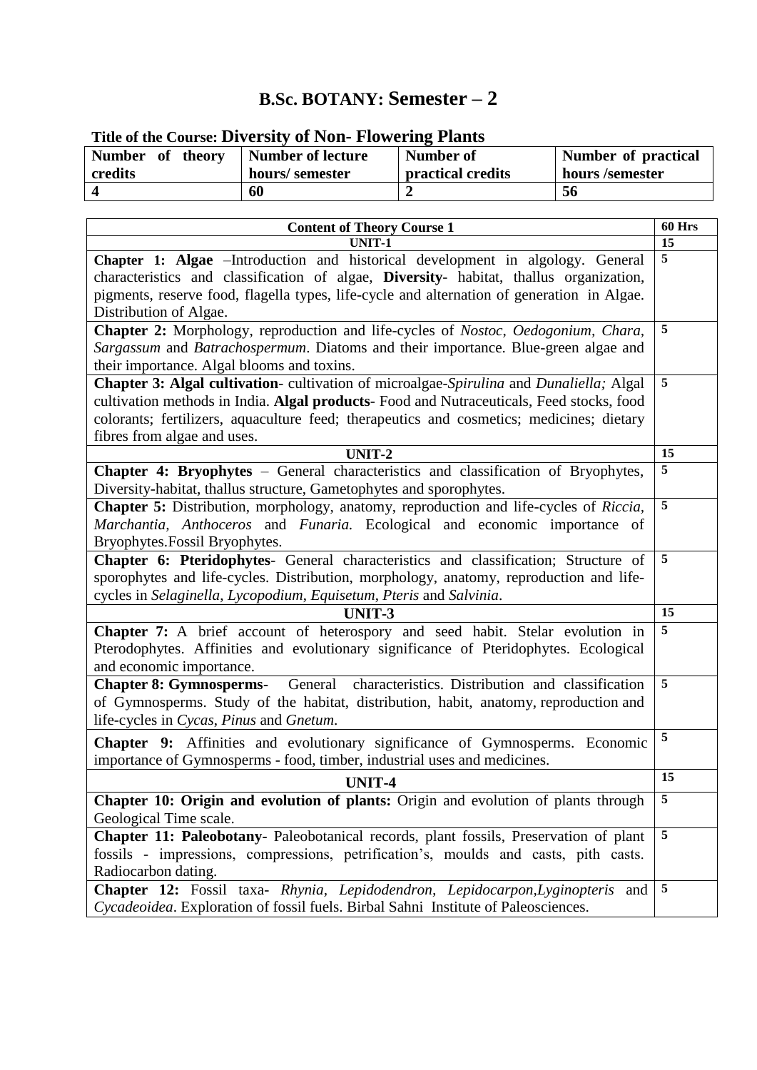# B.Sc. BOTANY: Semester – 2

**Title of the Course: Diversity of Non- Flowering Plants**

| Number of theory credits | Number of lecture hours/ semester | Number of practical credits | Number of practical hours /semester |
|---|---|---|---|
| 4 | 60 | 2 | 56 |

| Content of Theory Course 1 | 60 Hrs |
|---|---|
| **UNIT-1** | **15** |
| **Chapter 1: Algae** –Introduction and historical development in algology. General characteristics and classification of algae, **Diversity**- habitat, thallus organization, pigments, reserve food, flagella types, life-cycle and alternation of generation in Algae. Distribution of Algae. | 5 |
| **Chapter 2:** Morphology, reproduction and life-cycles of *Nostoc*, *Oedogonium*, *Chara*, *Sargassum* and *Batrachospermum*. Diatoms and their importance. Blue-green algae and their importance. Algal blooms and toxins. | 5 |
| **Chapter 3: Algal cultivation**- cultivation of microalgae-*Spirulina* and *Dunaliella;* Algal cultivation methods in India. **Algal products**- Food and Nutraceuticals, Feed stocks, food colorants; fertilizers, aquaculture feed; therapeutics and cosmetics; medicines; dietary fibres from algae and uses. | 5 |
| **UNIT-2** | **15** |
| **Chapter 4: Bryophytes** – General characteristics and classification of Bryophytes, Diversity-habitat, thallus structure, Gametophytes and sporophytes. | 5 |
| **Chapter 5:** Distribution, morphology, anatomy, reproduction and life-cycles of *Riccia*, *Marchantia*, *Anthoceros* and *Funaria.* Ecological and economic importance of Bryophytes.Fossil Bryophytes. | 5 |
| **Chapter 6: Pteridophytes**- General characteristics and classification; Structure of sporophytes and life-cycles. Distribution, morphology, anatomy, reproduction and life-cycles in *Selaginella*, *Lycopodium*, *Equisetum*, *Pteris* and *Salvinia*. | 5 |
| **UNIT-3** | **15** |
| **Chapter 7:** A brief account of heterospory and seed habit. Stelar evolution in Pterodophytes. Affinities and evolutionary significance of Pteridophytes. Ecological and economic importance. | 5 |
| **Chapter 8: Gymnosperms**- General characteristics. Distribution and classification of Gymnosperms. Study of the habitat, distribution, habit, anatomy, reproduction and life-cycles in *Cycas*, *Pinus* and *Gnetum.* | 5 |
| **Chapter 9:** Affinities and evolutionary significance of Gymnosperms. Economic importance of Gymnosperms - food, timber, industrial uses and medicines. | 5 |
| **UNIT-4** | **15** |
| **Chapter 10: Origin and evolution of plants:** Origin and evolution of plants through Geological Time scale. | 5 |
| **Chapter 11: Paleobotany-** Paleobotanical records, plant fossils, Preservation of plant fossils - impressions, compressions, petrification's, moulds and casts, pith casts. Radiocarbon dating. | 5 |
| **Chapter 12:** Fossil taxa- *Rhynia, Lepidodendron, Lepidocarpon,Lyginopteris* and *Cycadeoidea*. Exploration of fossil fuels. Birbal Sahni Institute of Paleosciences. | 5 |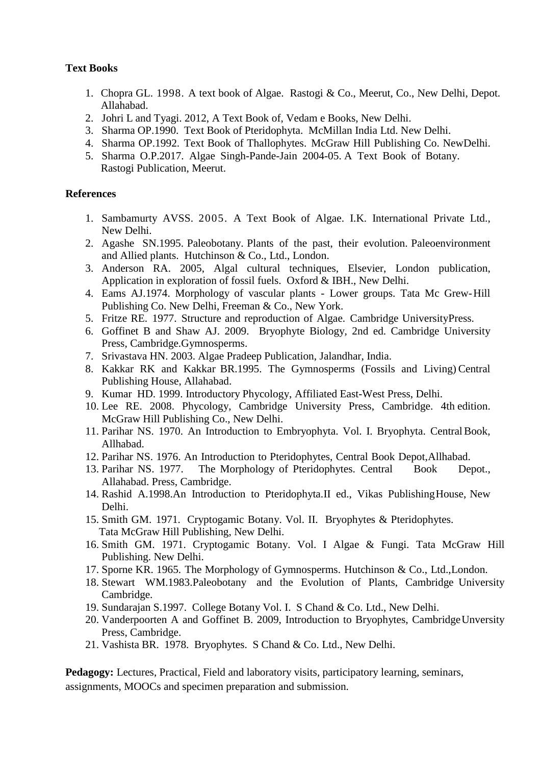**Text Books**

1. Chopra GL. 1998. A text book of Algae. Rastogi & Co., Meerut, Co., New Delhi, Depot. Allahabad.
2. Johri L and Tyagi. 2012, A Text Book of, Vedam e Books, New Delhi.
3. Sharma OP.1990. Text Book of Pteridophyta. McMillan India Ltd. New Delhi.
4. Sharma OP.1992. Text Book of Thallophytes. McGraw Hill Publishing Co. NewDelhi.
5. Sharma O.P.2017. Algae Singh-Pande-Jain 2004-05. A Text Book of Botany. Rastogi Publication, Meerut.

**References**

1. Sambamurty AVSS. 2005. A Text Book of Algae. I.K. International Private Ltd., New Delhi.
2. Agashe SN.1995. Paleobotany. Plants of the past, their evolution. Paleoenvironment and Allied plants. Hutchinson & Co., Ltd., London.
3. Anderson RA. 2005, Algal cultural techniques, Elsevier, London publication, Application in exploration of fossil fuels. Oxford & IBH., New Delhi.
4. Eams AJ.1974. Morphology of vascular plants - Lower groups. Tata Mc Grew-Hill Publishing Co. New Delhi, Freeman & Co., New York.
5. Fritze RE. 1977. Structure and reproduction of Algae. Cambridge UniversityPress.
6. Goffinet B and Shaw AJ. 2009. Bryophyte Biology, 2nd ed. Cambridge University Press, Cambridge.Gymnosperms.
7. Srivastava HN. 2003. Algae Pradeep Publication, Jalandhar, India.
8. Kakkar RK and Kakkar BR.1995. The Gymnosperms (Fossils and Living) Central Publishing House, Allahabad.
9. Kumar HD. 1999. Introductory Phycology, Affiliated East-West Press, Delhi.
10. Lee RE. 2008. Phycology, Cambridge University Press, Cambridge. 4th edition. McGraw Hill Publishing Co., New Delhi.
11. Parihar NS. 1970. An Introduction to Embryophyta. Vol. I. Bryophyta. Central Book, Allhabad.
12. Parihar NS. 1976. An Introduction to Pteridophytes, Central Book Depot,Allhabad.
13. Parihar NS. 1977. The Morphology of Pteridophytes. Central Book Depot., Allahabad. Press, Cambridge.
14. Rashid A.1998.An Introduction to Pteridophyta.II ed., Vikas PublishingHouse, New Delhi.
15. Smith GM. 1971. Cryptogamic Botany. Vol. II. Bryophytes & Pteridophytes. Tata McGraw Hill Publishing, New Delhi.
16. Smith GM. 1971. Cryptogamic Botany. Vol. I Algae & Fungi. Tata McGraw Hill Publishing. New Delhi.
17. Sporne KR. 1965. The Morphology of Gymnosperms. Hutchinson & Co., Ltd.,London.
18. Stewart WM.1983.Paleobotany and the Evolution of Plants, Cambridge University Cambridge.
19. Sundarajan S.1997. College Botany Vol. I. S Chand & Co. Ltd., New Delhi.
20. Vanderpoorten A and Goffinet B. 2009, Introduction to Bryophytes, CambridgeUnversity Press, Cambridge.
21. Vashista BR. 1978. Bryophytes. S Chand & Co. Ltd., New Delhi.

**Pedagogy:** Lectures, Practical, Field and laboratory visits, participatory learning, seminars, assignments, MOOCs and specimen preparation and submission.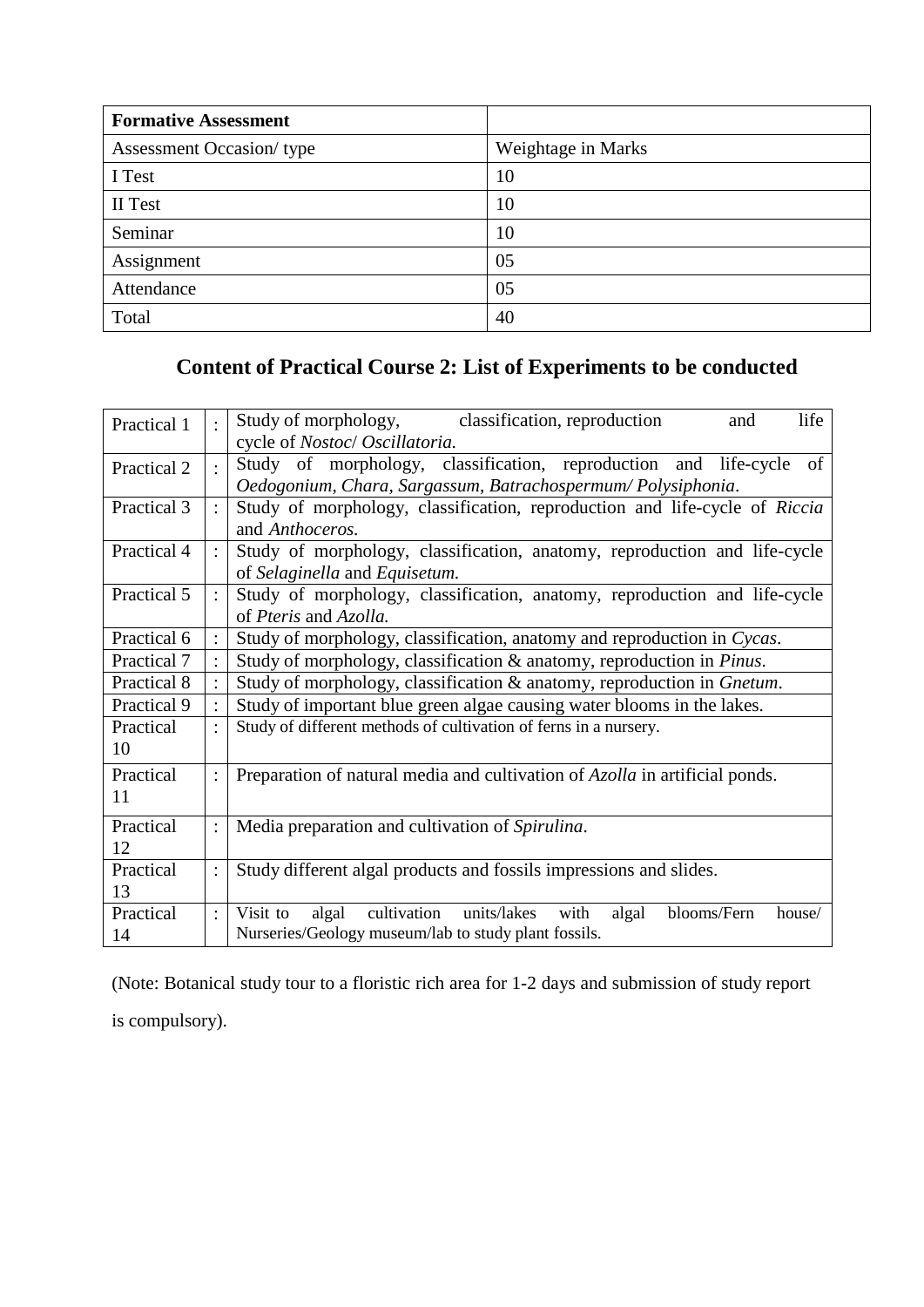| **Formative Assessment** | |
|---|---|
| Assessment Occasion/ type | Weightage in Marks |
| I Test | 10 |
| II Test | 10 |
| Seminar | 10 |
| Assignment | 05 |
| Attendance | 05 |
| Total | 40 |

## Content of Practical Course 2: List of Experiments to be conducted

| | | |
|---|---|---|
| Practical 1 | : | Study of morphology, classification, reproduction and life cycle of *Nostoc*/ *Oscillatoria.* |
| Practical 2 | : | Study of morphology, classification, reproduction and life-cycle of *Oedogonium, Chara, Sargassum, Batrachospermum/ Polysiphonia*. |
| Practical 3 | : | Study of morphology, classification, reproduction and life-cycle of *Riccia* and *Anthoceros.* |
| Practical 4 | : | Study of morphology, classification, anatomy, reproduction and life-cycle of *Selaginella* and *Equisetum.* |
| Practical 5 | : | Study of morphology, classification, anatomy, reproduction and life-cycle of *Pteris* and *Azolla.* |
| Practical 6 | : | Study of morphology, classification, anatomy and reproduction in *Cycas*. |
| Practical 7 | : | Study of morphology, classification & anatomy, reproduction in *Pinus*. |
| Practical 8 | : | Study of morphology, classification & anatomy, reproduction in *Gnetum*. |
| Practical 9 | : | Study of important blue green algae causing water blooms in the lakes. |
| Practical 10 | : | Study of different methods of cultivation of ferns in a nursery. |
| Practical 11 | : | Preparation of natural media and cultivation of *Azolla* in artificial ponds. |
| Practical 12 | : | Media preparation and cultivation of *Spirulina*. |
| Practical 13 | : | Study different algal products and fossils impressions and slides. |
| Practical 14 | : | Visit to algal cultivation units/lakes with algal blooms/Fern house/ Nurseries/Geology museum/lab to study plant fossils. |

(Note: Botanical study tour to a floristic rich area for 1-2 days and submission of study report is compulsory).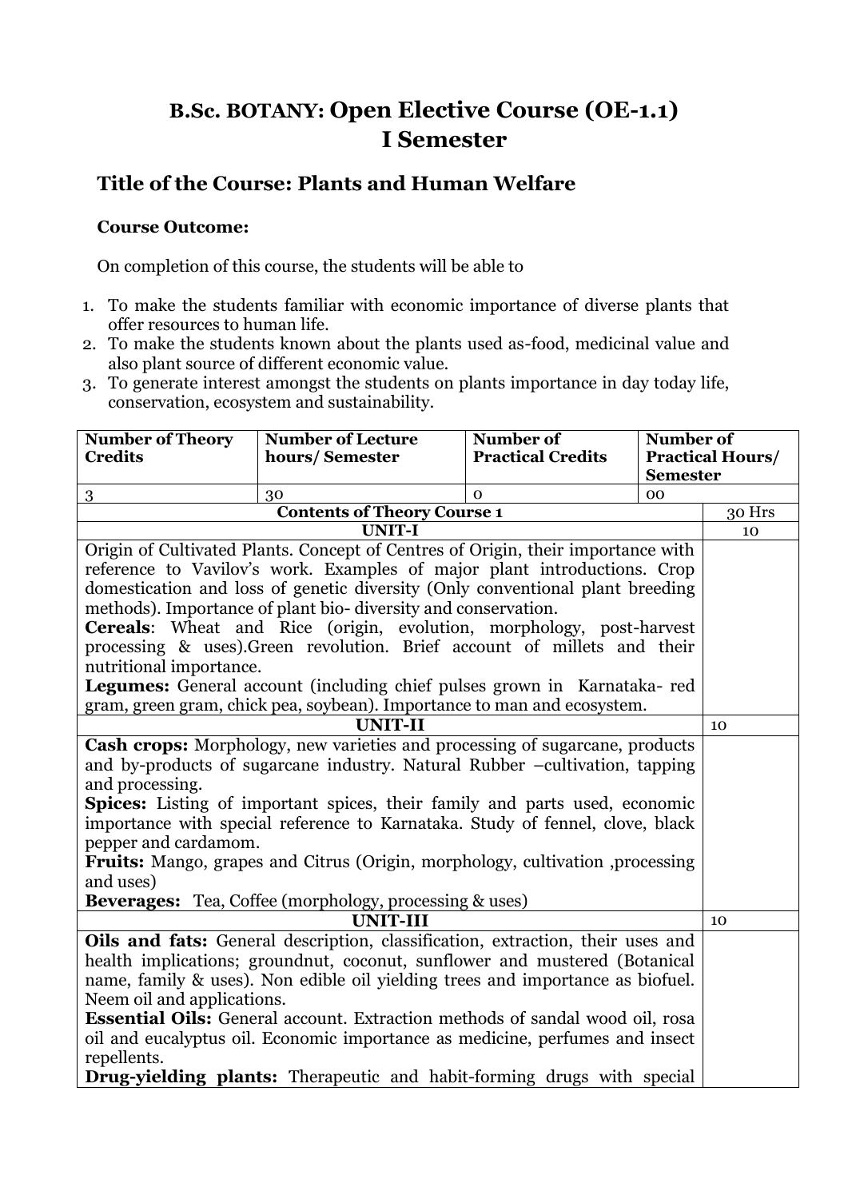# B.Sc. BOTANY: Open Elective Course (OE-1.1) I Semester

## Title of the Course: Plants and Human Welfare

**Course Outcome:**

On completion of this course, the students will be able to

1. To make the students familiar with economic importance of diverse plants that offer resources to human life.
2. To make the students known about the plants used as-food, medicinal value and also plant source of different economic value.
3. To generate interest amongst the students on plants importance in day today life, conservation, ecosystem and sustainability.

| Number of Theory Credits | Number of Lecture hours/ Semester | Number of Practical Credits | Number of Practical Hours/ Semester | |
|---|---|---|---|---|
| 3 | 30 | 0 | 00 | |
| **Contents of Theory Course 1** | | | | 30 Hrs |
| **UNIT-I** | | | | 10 |
| Origin of Cultivated Plants. Concept of Centres of Origin, their importance with reference to Vavilov's work. Examples of major plant introductions. Crop domestication and loss of genetic diversity (Only conventional plant breeding methods). Importance of plant bio- diversity and conservation. **Cereals**: Wheat and Rice (origin, evolution, morphology, post-harvest processing & uses).Green revolution. Brief account of millets and their nutritional importance. **Legumes:** General account (including chief pulses grown in Karnataka- red gram, green gram, chick pea, soybean). Importance to man and ecosystem. | | | | |
| **UNIT-II** | | | | 10 |
| **Cash crops:** Morphology, new varieties and processing of sugarcane, products and by-products of sugarcane industry. Natural Rubber –cultivation, tapping and processing. **Spices:** Listing of important spices, their family and parts used, economic importance with special reference to Karnataka. Study of fennel, clove, black pepper and cardamom. **Fruits:** Mango, grapes and Citrus (Origin, morphology, cultivation ,processing and uses) **Beverages:** Tea, Coffee (morphology, processing & uses) | | | | |
| **UNIT-III** | | | | 10 |
| **Oils and fats:** General description, classification, extraction, their uses and health implications; groundnut, coconut, sunflower and mustered (Botanical name, family & uses). Non edible oil yielding trees and importance as biofuel. Neem oil and applications. **Essential Oils:** General account. Extraction methods of sandal wood oil, rosa oil and eucalyptus oil. Economic importance as medicine, perfumes and insect repellents. **Drug-yielding plants:** Therapeutic and habit-forming drugs with special | | | | |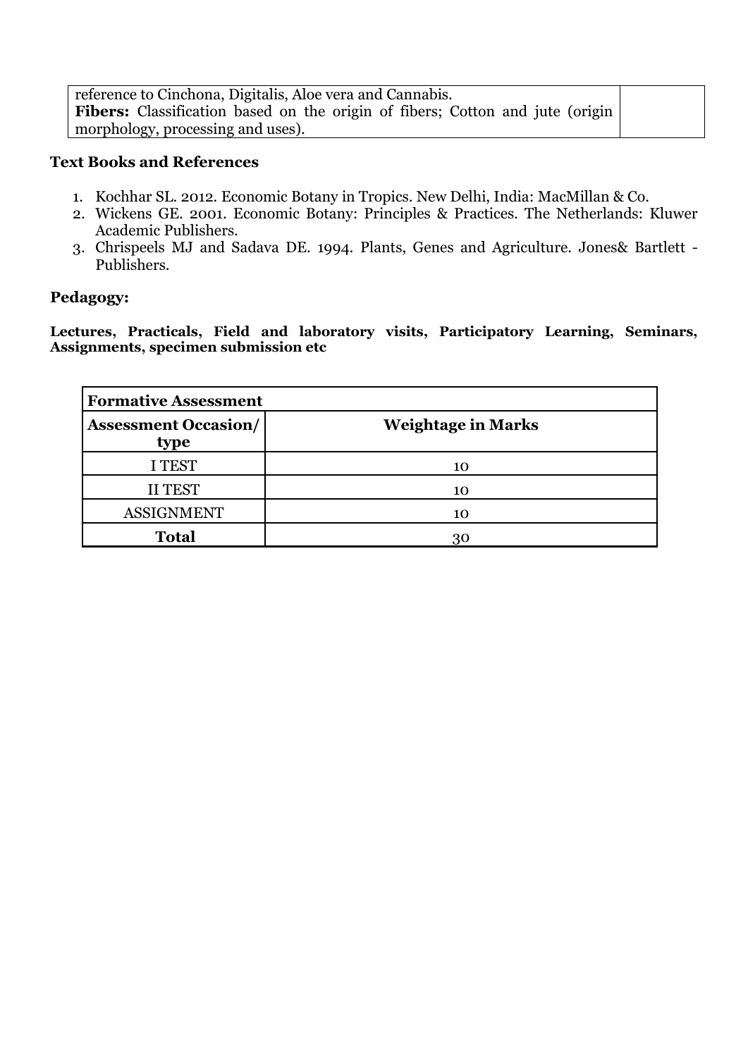| | |
|---|---|
| reference to Cinchona, Digitalis, Aloe vera and Cannabis.<br>**Fibers:** Classification based on the origin of fibers; Cotton and jute (origin morphology, processing and uses). | |

### Text Books and References

1. Kochhar SL. 2012. Economic Botany in Tropics. New Delhi, India: MacMillan & Co.
2. Wickens GE. 2001. Economic Botany: Principles & Practices. The Netherlands: Kluwer Academic Publishers.
3. Chrispeels MJ and Sadava DE. 1994. Plants, Genes and Agriculture. Jones& Bartlett - Publishers.

### Pedagogy:

**Lectures, Practicals, Field and laboratory visits, Participatory Learning, Seminars, Assignments, specimen submission etc**

| **Formative Assessment** | |
|---|---|
| **Assessment Occasion/ type** | **Weightage in Marks** |
| I TEST | 10 |
| II TEST | 10 |
| ASSIGNMENT | 10 |
| **Total** | 30 |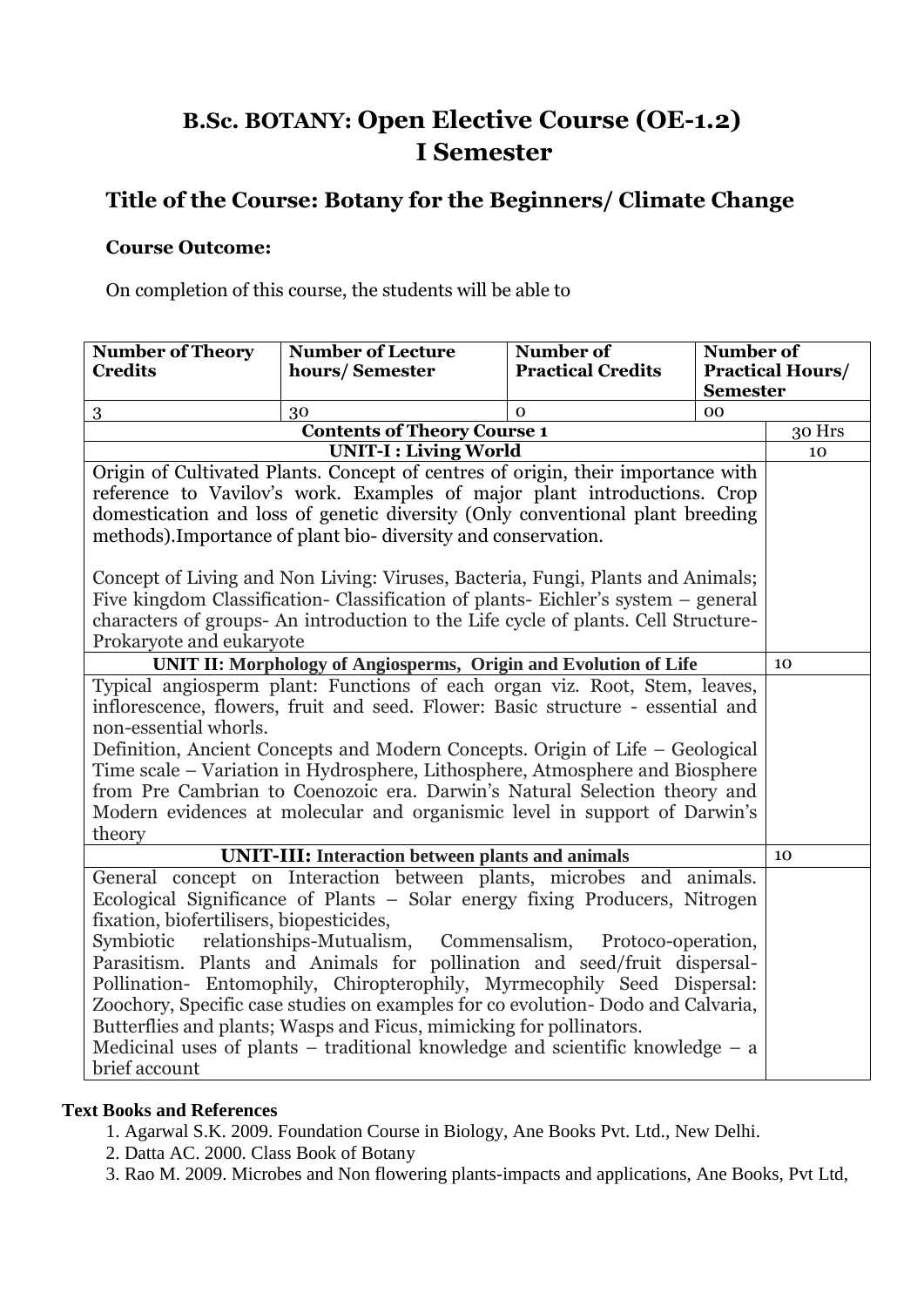# B.Sc. BOTANY: Open Elective Course (OE-1.2)
# I Semester

## Title of the Course: Botany for the Beginners/ Climate Change

### Course Outcome:

On completion of this course, the students will be able to

| Number of Theory Credits | Number of Lecture hours/ Semester | Number of Practical Credits | Number of Practical Hours/ Semester |
|---|---|---|---|
| 3 | 30 | 0 | 00 |

| Contents of Theory Course 1 | 30 Hrs |
|---|---|
| **UNIT-I : Living World** | 10 |
| Origin of Cultivated Plants. Concept of centres of origin, their importance with reference to Vavilov's work. Examples of major plant introductions. Crop domestication and loss of genetic diversity (Only conventional plant breeding methods).Importance of plant bio- diversity and conservation.<br><br>Concept of Living and Non Living: Viruses, Bacteria, Fungi, Plants and Animals; Five kingdom Classification- Classification of plants- Eichler's system – general characters of groups- An introduction to the Life cycle of plants. Cell Structure- Prokaryote and eukaryote | |
| **UNIT II: Morphology of Angiosperms, Origin and Evolution of Life** | 10 |
| Typical angiosperm plant: Functions of each organ viz. Root, Stem, leaves, inflorescence, flowers, fruit and seed. Flower: Basic structure - essential and non-essential whorls.<br>Definition, Ancient Concepts and Modern Concepts. Origin of Life – Geological Time scale – Variation in Hydrosphere, Lithosphere, Atmosphere and Biosphere from Pre Cambrian to Coenozoic era. Darwin's Natural Selection theory and Modern evidences at molecular and organismic level in support of Darwin's theory | |
| **UNIT-III: Interaction between plants and animals** | 10 |
| General concept on Interaction between plants, microbes and animals. Ecological Significance of Plants – Solar energy fixing Producers, Nitrogen fixation, biofertilisers, biopesticides,<br>Symbiotic relationships-Mutualism, Commensalism, Protoco-operation, Parasitism. Plants and Animals for pollination and seed/fruit dispersal- Pollination- Entomophily, Chiropterophily, Myrmecophily Seed Dispersal: Zoochory, Specific case studies on examples for co evolution- Dodo and Calvaria, Butterflies and plants; Wasps and Ficus, mimicking for pollinators.<br>Medicinal uses of plants – traditional knowledge and scientific knowledge – a brief account | |

**Text Books and References**

1. Agarwal S.K. 2009. Foundation Course in Biology, Ane Books Pvt. Ltd., New Delhi.
2. Datta AC. 2000. Class Book of Botany
3. Rao M. 2009. Microbes and Non flowering plants-impacts and applications, Ane Books, Pvt Ltd,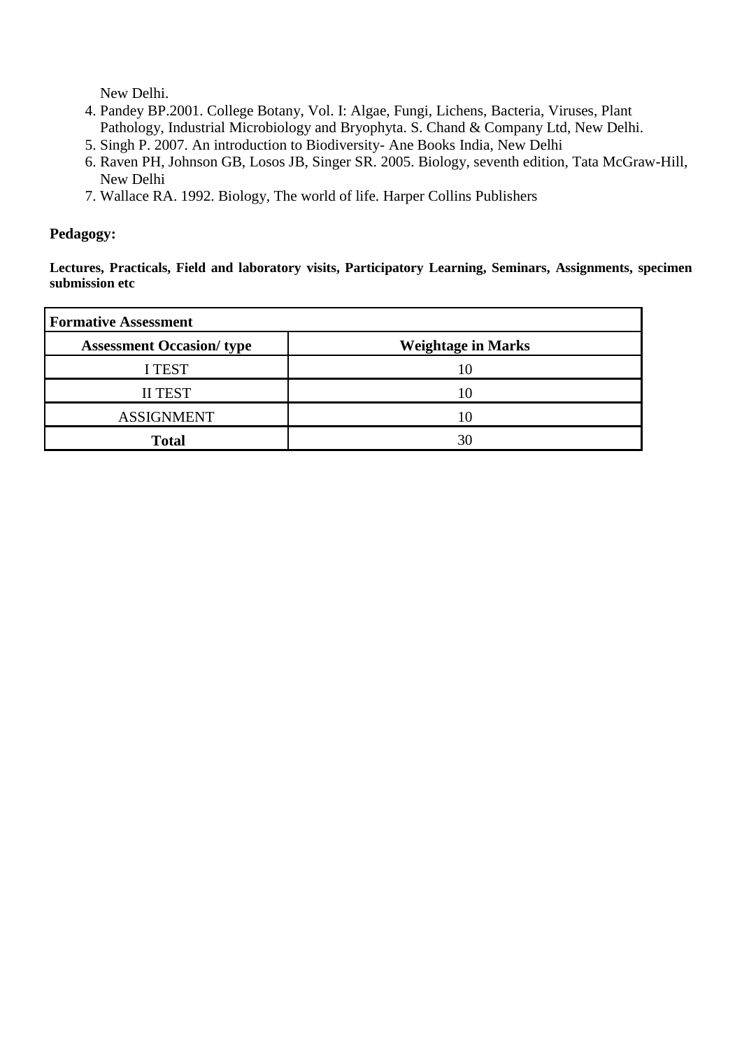New Delhi.

4. Pandey BP.2001. College Botany, Vol. I: Algae, Fungi, Lichens, Bacteria, Viruses, Plant Pathology, Industrial Microbiology and Bryophyta. S. Chand & Company Ltd, New Delhi.
5. Singh P. 2007. An introduction to Biodiversity- Ane Books India, New Delhi
6. Raven PH, Johnson GB, Losos JB, Singer SR. 2005. Biology, seventh edition, Tata McGraw-Hill, New Delhi
7. Wallace RA. 1992. Biology, The world of life. Harper Collins Publishers

**Pedagogy:**

**Lectures, Practicals, Field and laboratory visits, Participatory Learning, Seminars, Assignments, specimen submission etc**

| **Formative Assessment** | |
|---|---|
| **Assessment Occasion/ type** | **Weightage in Marks** |
| I TEST | 10 |
| II TEST | 10 |
| ASSIGNMENT | 10 |
| **Total** | 30 |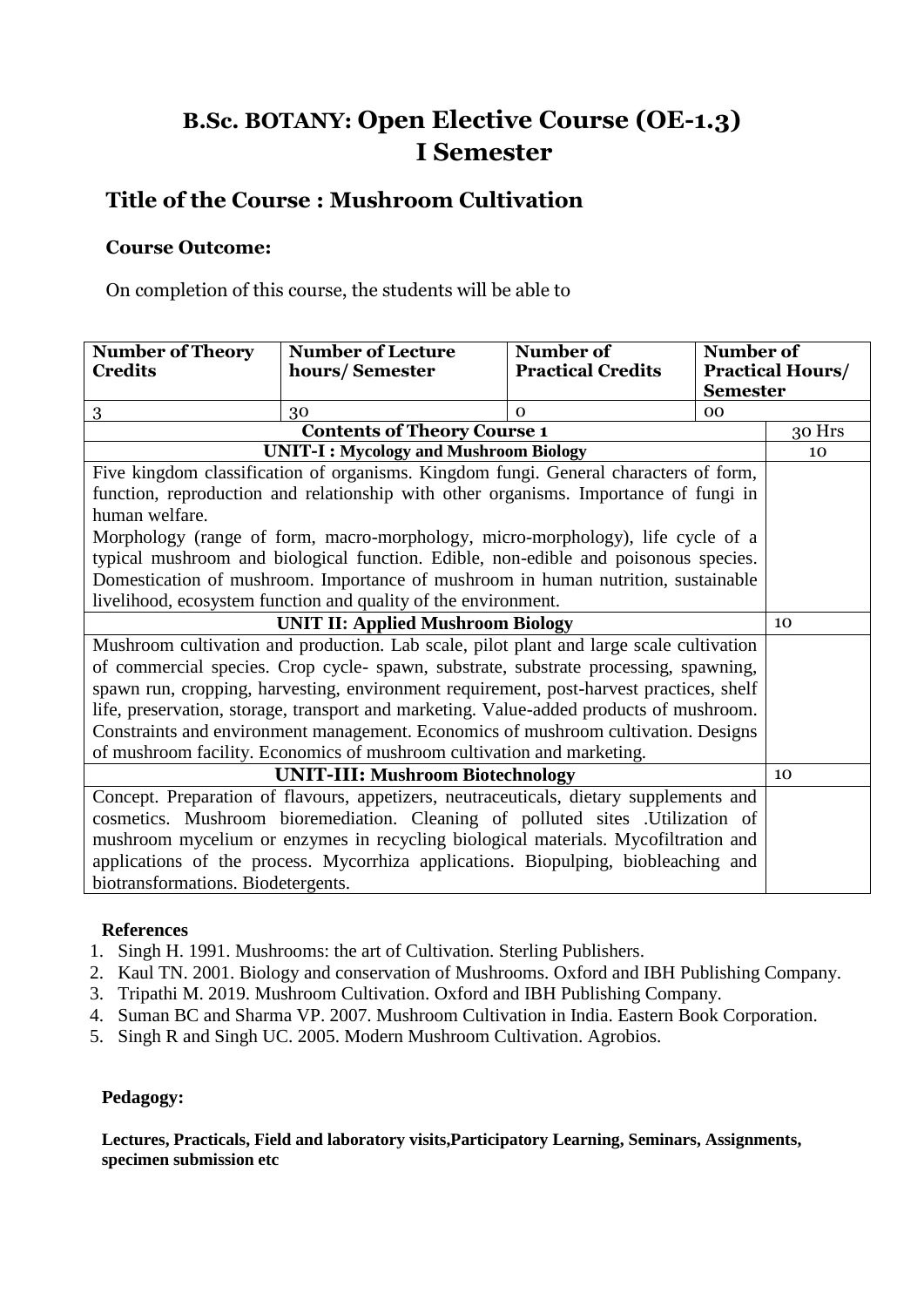# B.Sc. BOTANY: Open Elective Course (OE-1.3)
# I Semester

## Title of the Course : Mushroom Cultivation

**Course Outcome:**

On completion of this course, the students will be able to

| Number of Theory Credits | Number of Lecture hours/ Semester | Number of Practical Credits | Number of Practical Hours/ Semester |
|---|---|---|---|
| 3 | 30 | 0 | 00 |

| Contents of Theory Course 1 | 30 Hrs |
|---|---|
| **UNIT-I : Mycology and Mushroom Biology** | 10 |
| Five kingdom classification of organisms. Kingdom fungi. General characters of form, function, reproduction and relationship with other organisms. Importance of fungi in human welfare. Morphology (range of form, macro-morphology, micro-morphology), life cycle of a typical mushroom and biological function. Edible, non-edible and poisonous species. Domestication of mushroom. Importance of mushroom in human nutrition, sustainable livelihood, ecosystem function and quality of the environment. | |
| **UNIT II: Applied Mushroom Biology** | 10 |
| Mushroom cultivation and production. Lab scale, pilot plant and large scale cultivation of commercial species. Crop cycle- spawn, substrate, substrate processing, spawning, spawn run, cropping, harvesting, environment requirement, post-harvest practices, shelf life, preservation, storage, transport and marketing. Value-added products of mushroom. Constraints and environment management. Economics of mushroom cultivation. Designs of mushroom facility. Economics of mushroom cultivation and marketing. | |
| **UNIT-III: Mushroom Biotechnology** | 10 |
| Concept. Preparation of flavours, appetizers, neutraceuticals, dietary supplements and cosmetics. Mushroom bioremediation. Cleaning of polluted sites .Utilization of mushroom mycelium or enzymes in recycling biological materials. Mycofiltration and applications of the process. Mycorrhiza applications. Biopulping, biobleaching and biotransformations. Biodetergents. | |

**References**

1. Singh H. 1991. Mushrooms: the art of Cultivation. Sterling Publishers.
2. Kaul TN. 2001. Biology and conservation of Mushrooms. Oxford and IBH Publishing Company.
3. Tripathi M. 2019. Mushroom Cultivation. Oxford and IBH Publishing Company.
4. Suman BC and Sharma VP. 2007. Mushroom Cultivation in India. Eastern Book Corporation.
5. Singh R and Singh UC. 2005. Modern Mushroom Cultivation. Agrobios.

**Pedagogy:**

**Lectures, Practicals, Field and laboratory visits,Participatory Learning, Seminars, Assignments, specimen submission etc**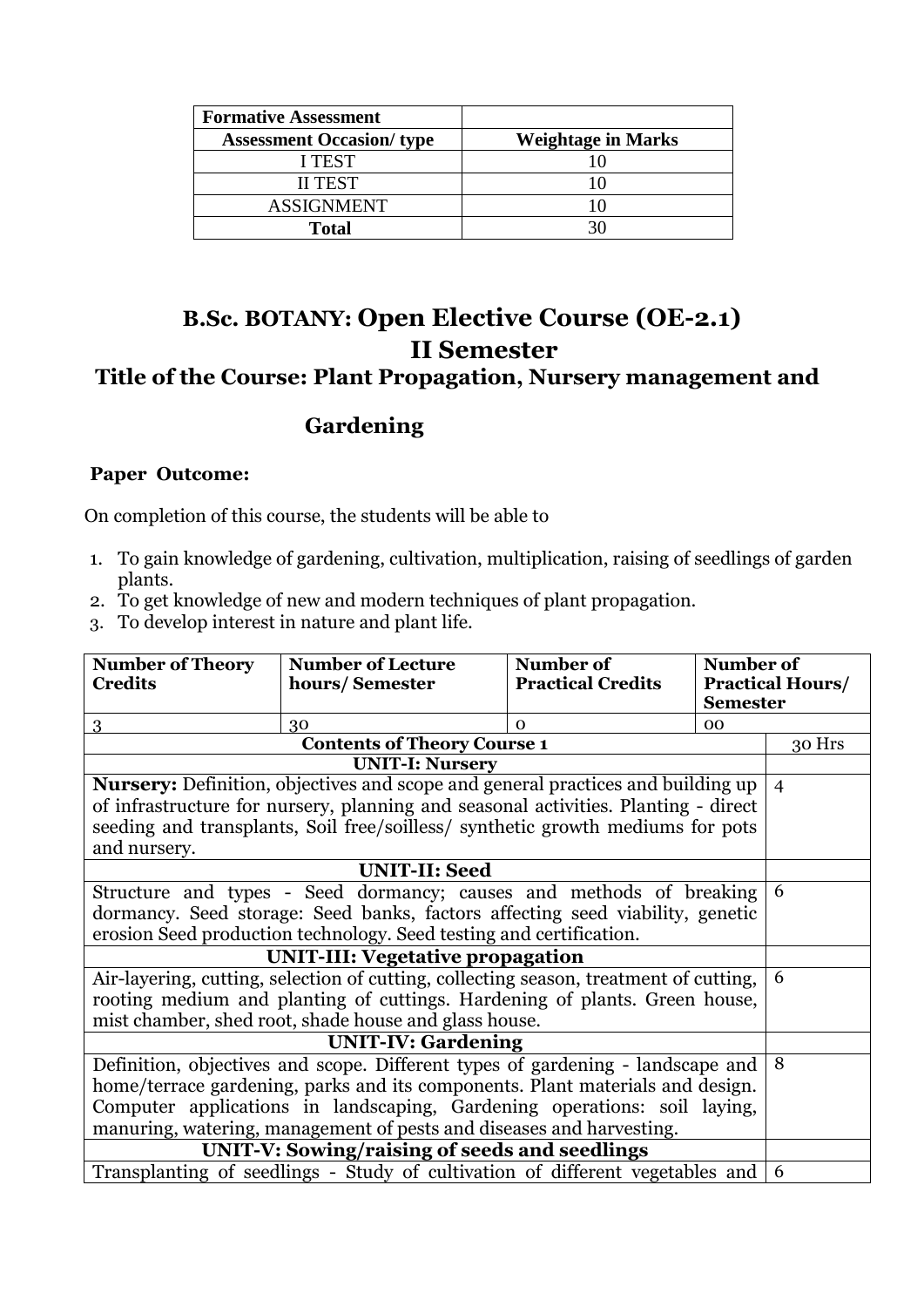| Formative Assessment | |
|---|---|
| **Assessment Occasion/ type** | **Weightage in Marks** |
| I TEST | 10 |
| II TEST | 10 |
| ASSIGNMENT | 10 |
| **Total** | 30 |

# B.Sc. BOTANY: Open Elective Course (OE-2.1)

## II Semester

## Title of the Course: Plant Propagation, Nursery management and Gardening

**Paper Outcome:**

On completion of this course, the students will be able to

1. To gain knowledge of gardening, cultivation, multiplication, raising of seedlings of garden plants.
2. To get knowledge of new and modern techniques of plant propagation.
3. To develop interest in nature and plant life.

| Number of Theory Credits | Number of Lecture hours/ Semester | Number of Practical Credits | Number of Practical Hours/ Semester |
|---|---|---|---|
| 3 | 30 | 0 | 00 |

| Contents of Theory Course 1 | 30 Hrs |
|---|---|
| **UNIT-I: Nursery** | |
| **Nursery:** Definition, objectives and scope and general practices and building up of infrastructure for nursery, planning and seasonal activities. Planting - direct seeding and transplants, Soil free/soilless/ synthetic growth mediums for pots and nursery. | 4 |
| **UNIT-II: Seed** | |
| Structure and types - Seed dormancy; causes and methods of breaking dormancy. Seed storage: Seed banks, factors affecting seed viability, genetic erosion Seed production technology. Seed testing and certification. | 6 |
| **UNIT-III: Vegetative propagation** | |
| Air-layering, cutting, selection of cutting, collecting season, treatment of cutting, rooting medium and planting of cuttings. Hardening of plants. Green house, mist chamber, shed root, shade house and glass house. | 6 |
| **UNIT-IV: Gardening** | |
| Definition, objectives and scope. Different types of gardening - landscape and home/terrace gardening, parks and its components. Plant materials and design. Computer applications in landscaping, Gardening operations: soil laying, manuring, watering, management of pests and diseases and harvesting. | 8 |
| **UNIT-V: Sowing/raising of seeds and seedlings** | |
| Transplanting of seedlings - Study of cultivation of different vegetables and | 6 |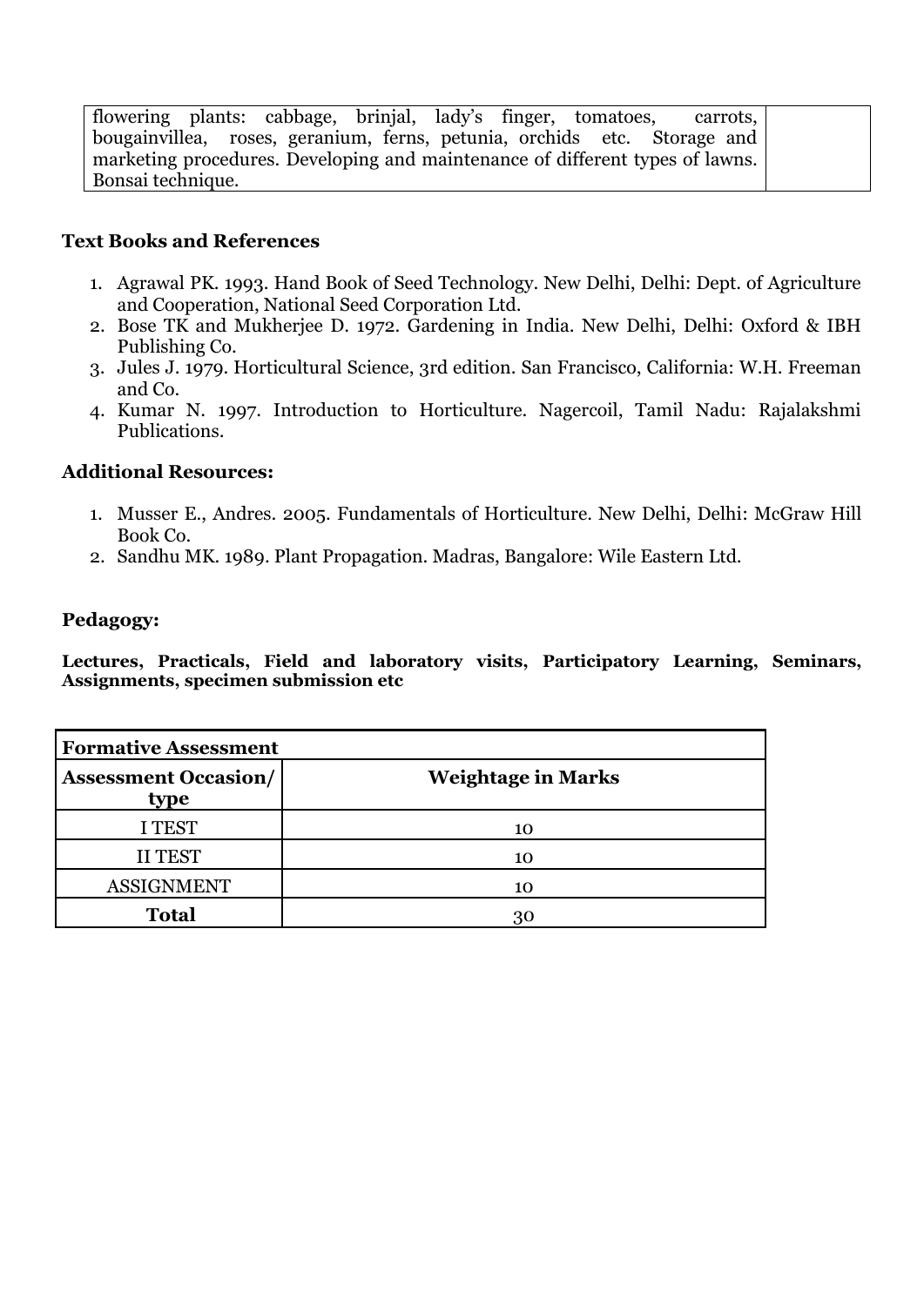| | |
|---|---|
| flowering plants: cabbage, brinjal, lady's finger, tomatoes, carrots, bougainvillea, roses, geranium, ferns, petunia, orchids etc. Storage and marketing procedures. Developing and maintenance of different types of lawns. Bonsai technique. | |

**Text Books and References**

1. Agrawal PK. 1993. Hand Book of Seed Technology. New Delhi, Delhi: Dept. of Agriculture and Cooperation, National Seed Corporation Ltd.
2. Bose TK and Mukherjee D. 1972. Gardening in India. New Delhi, Delhi: Oxford & IBH Publishing Co.
3. Jules J. 1979. Horticultural Science, 3rd edition. San Francisco, California: W.H. Freeman and Co.
4. Kumar N. 1997. Introduction to Horticulture. Nagercoil, Tamil Nadu: Rajalakshmi Publications.

**Additional Resources:**

1. Musser E., Andres. 2005. Fundamentals of Horticulture. New Delhi, Delhi: McGraw Hill Book Co.
2. Sandhu MK. 1989. Plant Propagation. Madras, Bangalore: Wile Eastern Ltd.

**Pedagogy:**

**Lectures, Practicals, Field and laboratory visits, Participatory Learning, Seminars, Assignments, specimen submission etc**

| **Formative Assessment** | |
|---|---|
| **Assessment Occasion/ type** | **Weightage in Marks** |
| I TEST | 10 |
| II TEST | 10 |
| ASSIGNMENT | 10 |
| **Total** | 30 |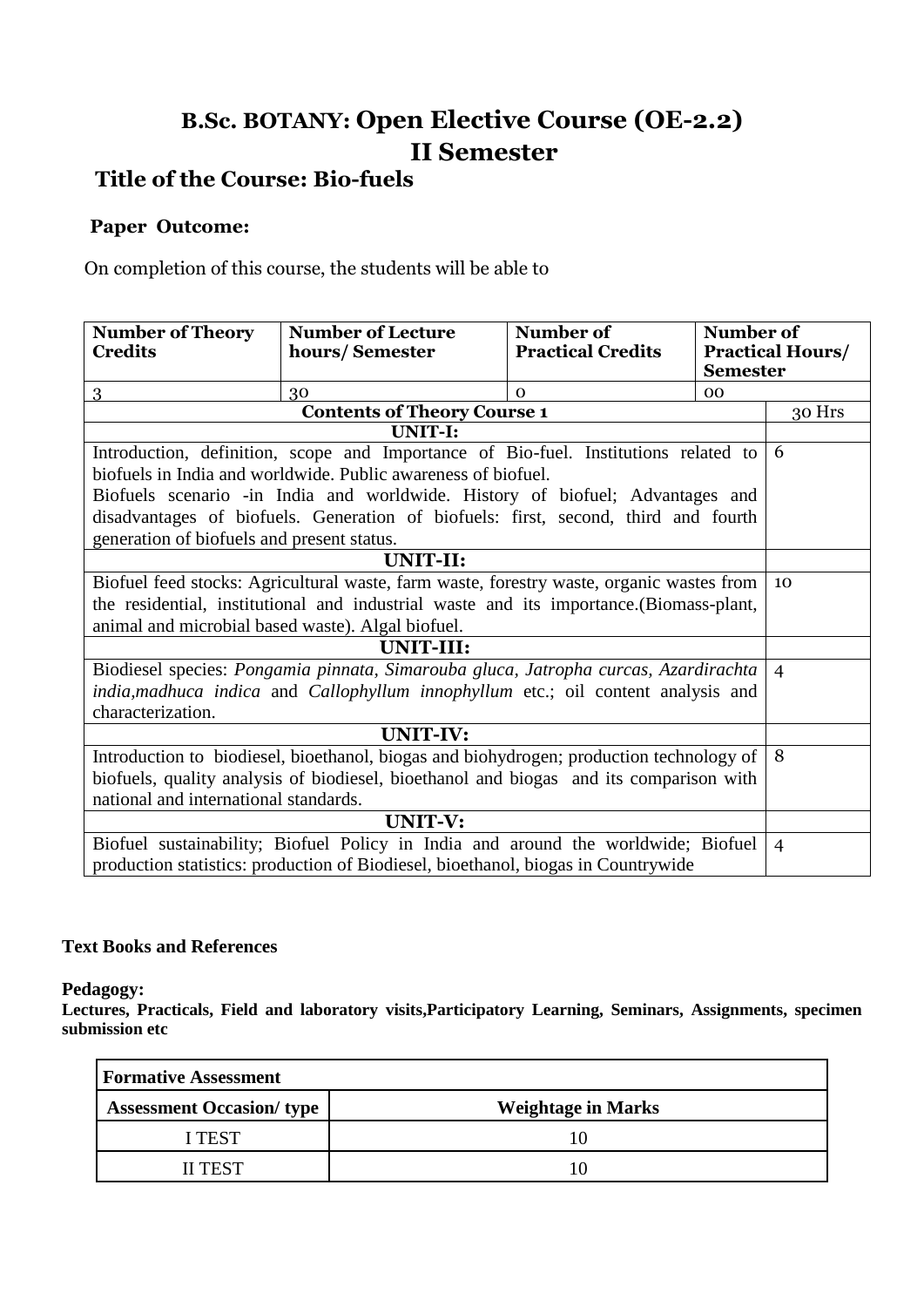# B.Sc. BOTANY: Open Elective Course (OE-2.2)
# II Semester

## Title of the Course: Bio-fuels

**Paper Outcome:**

On completion of this course, the students will be able to

| Number of Theory Credits | Number of Lecture hours/ Semester | Number of Practical Credits | Number of Practical Hours/ Semester |
|---|---|---|---|
| 3 | 30 | 0 | 00 |

| Contents of Theory Course 1 | 30 Hrs |
|---|---|
| **UNIT-I:** | |
| Introduction, definition, scope and Importance of Bio-fuel. Institutions related to biofuels in India and worldwide. Public awareness of biofuel. Biofuels scenario -in India and worldwide. History of biofuel; Advantages and disadvantages of biofuels. Generation of biofuels: first, second, third and fourth generation of biofuels and present status. | 6 |
| **UNIT-II:** | |
| Biofuel feed stocks: Agricultural waste, farm waste, forestry waste, organic wastes from the residential, institutional and industrial waste and its importance.(Biomass-plant, animal and microbial based waste). Algal biofuel. | 10 |
| **UNIT-III:** | |
| Biodiesel species: *Pongamia pinnata, Simarouba gluca, Jatropha curcas, Azardirachta india,madhuca indica* and *Callophyllum innophyllum* etc.; oil content analysis and characterization. | 4 |
| **UNIT-IV:** | |
| Introduction to biodiesel, bioethanol, biogas and biohydrogen; production technology of biofuels, quality analysis of biodiesel, bioethanol and biogas and its comparison with national and international standards. | 8 |
| **UNIT-V:** | |
| Biofuel sustainability; Biofuel Policy in India and around the worldwide; Biofuel production statistics: production of Biodiesel, bioethanol, biogas in Countrywide | 4 |

**Text Books and References**

**Pedagogy:**

**Lectures, Practicals, Field and laboratory visits,Participatory Learning, Seminars, Assignments, specimen submission etc**

| Formative Assessment | |
|---|---|
| **Assessment Occasion/ type** | **Weightage in Marks** |
| I TEST | 10 |
| II TEST | 10 |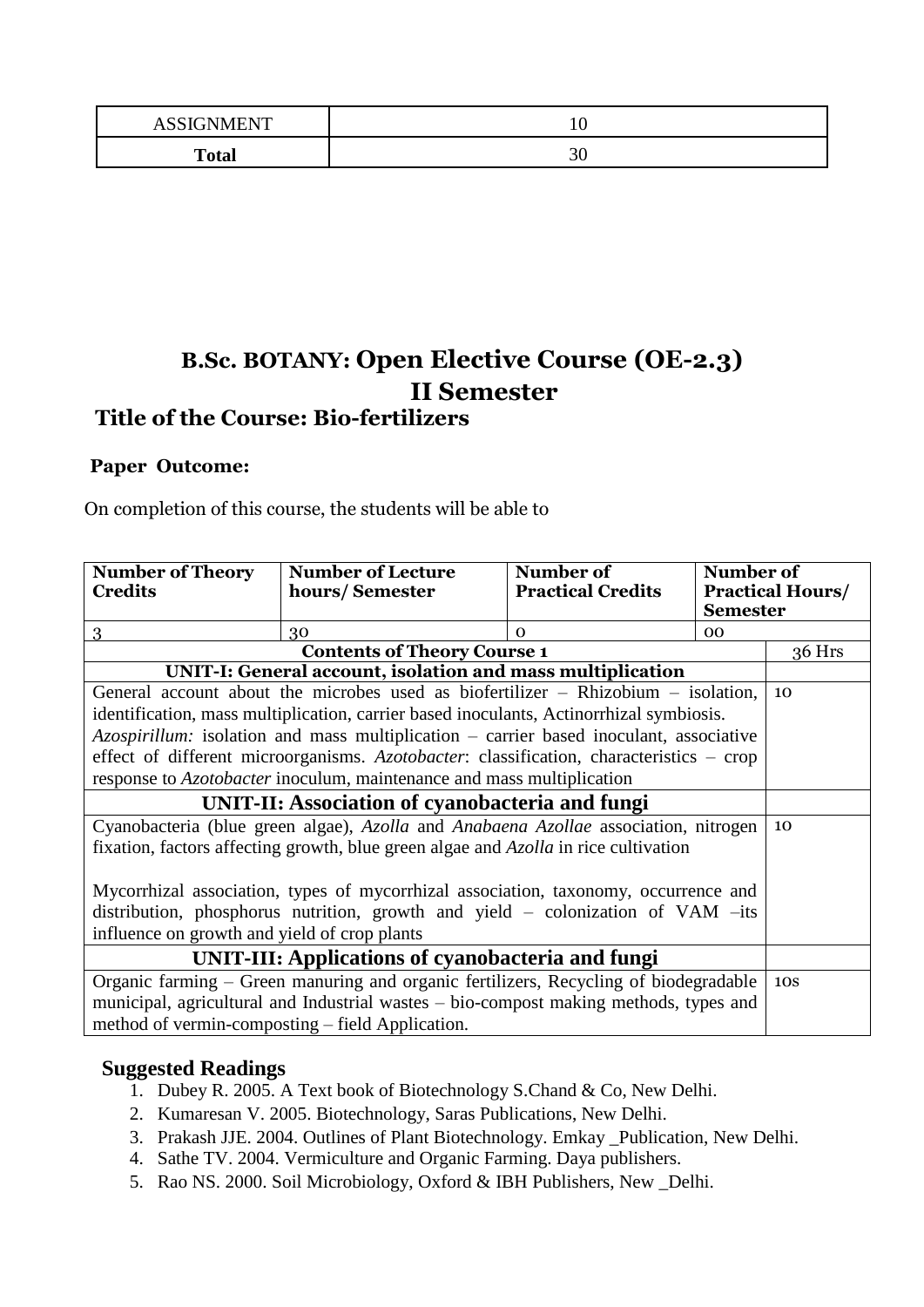| ASSIGNMENT | 10 |
|---|---|
| **Total** | 30 |

# B.Sc. BOTANY: Open Elective Course (OE-2.3)

# II Semester

## Title of the Course: Bio-fertilizers

**Paper Outcome:**

On completion of this course, the students will be able to

| **Number of Theory Credits** | **Number of Lecture hours/ Semester** | **Number of Practical Credits** | **Number of Practical Hours/ Semester** | |
|---|---|---|---|---|
| 3 | 30 | 0 | 00 | |
| **Contents of Theory Course 1** | | | | 36 Hrs |
| **UNIT-I: General account, isolation and mass multiplication** | | | | |
| General account about the microbes used as biofertilizer – Rhizobium – isolation, identification, mass multiplication, carrier based inoculants, Actinorrhizal symbiosis. *Azospirillum:* isolation and mass multiplication – carrier based inoculant, associative effect of different microorganisms. *Azotobacter*: classification, characteristics – crop response to *Azotobacter* inoculum, maintenance and mass multiplication | | | | 10 |
| **UNIT-II: Association of cyanobacteria and fungi** | | | | |
| Cyanobacteria (blue green algae), *Azolla* and *Anabaena Azollae* association, nitrogen fixation, factors affecting growth, blue green algae and *Azolla* in rice cultivation<br><br>Mycorrhizal association, types of mycorrhizal association, taxonomy, occurrence and distribution, phosphorus nutrition, growth and yield – colonization of VAM –its influence on growth and yield of crop plants | | | | 10 |
| **UNIT-III: Applications of cyanobacteria and fungi** | | | | |
| Organic farming – Green manuring and organic fertilizers, Recycling of biodegradable municipal, agricultural and Industrial wastes – bio-compost making methods, types and method of vermin-composting – field Application. | | | | 10s |

## Suggested Readings

1. Dubey R. 2005. A Text book of Biotechnology S.Chand & Co, New Delhi.
2. Kumaresan V. 2005. Biotechnology, Saras Publications, New Delhi.
3. Prakash JJE. 2004. Outlines of Plant Biotechnology. Emkay _Publication, New Delhi.
4. Sathe TV. 2004. Vermiculture and Organic Farming. Daya publishers.
5. Rao NS. 2000. Soil Microbiology, Oxford & IBH Publishers, New _Delhi.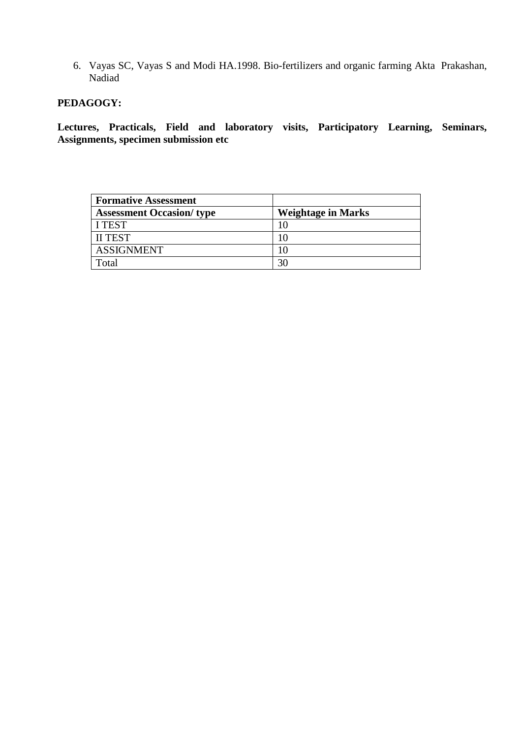6. Vayas SC, Vayas S and Modi HA.1998. Bio-fertilizers and organic farming Akta Prakashan, Nadiad

**PEDAGOGY:**

**Lectures, Practicals, Field and laboratory visits, Participatory Learning, Seminars, Assignments, specimen submission etc**

| **Formative Assessment** | |
|---|---|
| **Assessment Occasion/ type** | **Weightage in Marks** |
| I TEST | 10 |
| II TEST | 10 |
| ASSIGNMENT | 10 |
| Total | 30 |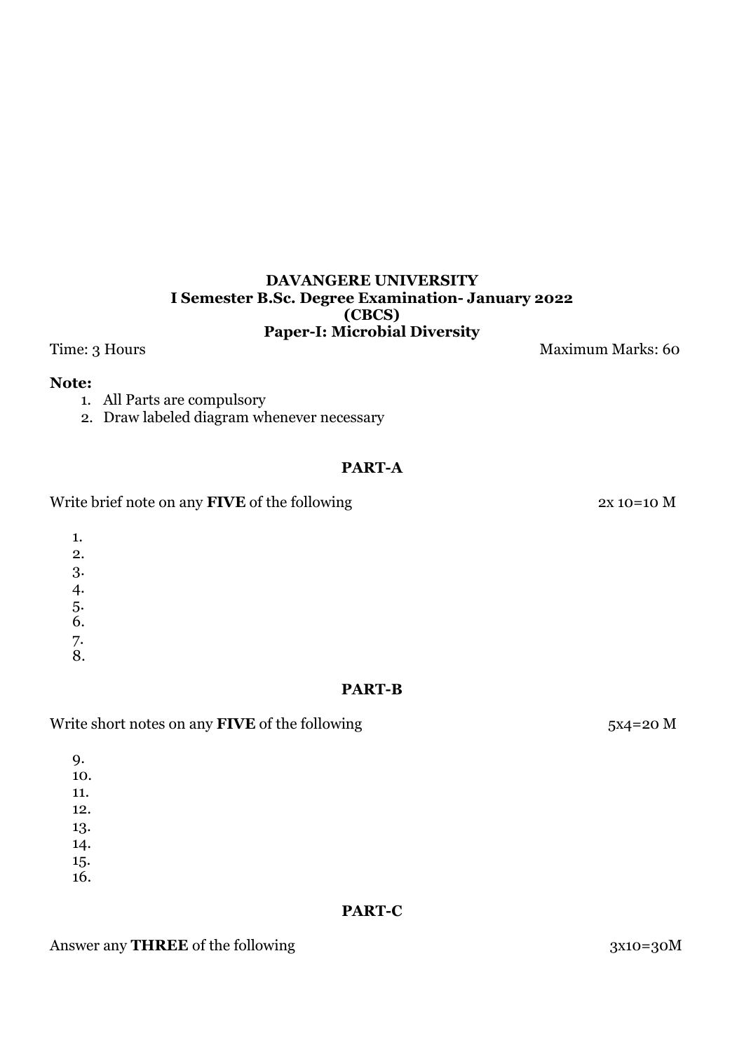**DAVANGERE UNIVERSITY**
**I Semester B.Sc. Degree Examination- January 2022**
**(CBCS)**
**Paper-I: Microbial Diversity**

Time: 3 Hours Maximum Marks: 60

**Note:**

1. All Parts are compulsory
2. Draw labeled diagram whenever necessary

## PART-A

Write brief note on any **FIVE** of the following 2x 10=10 M

1.
2.
3.
4.
5.
6.
7.
8.

## PART-B

Write short notes on any **FIVE** of the following 5x4=20 M

9.
10.
11.
12.
13.
14.
15.
16.

## PART-C

Answer any **THREE** of the following 3x10=30M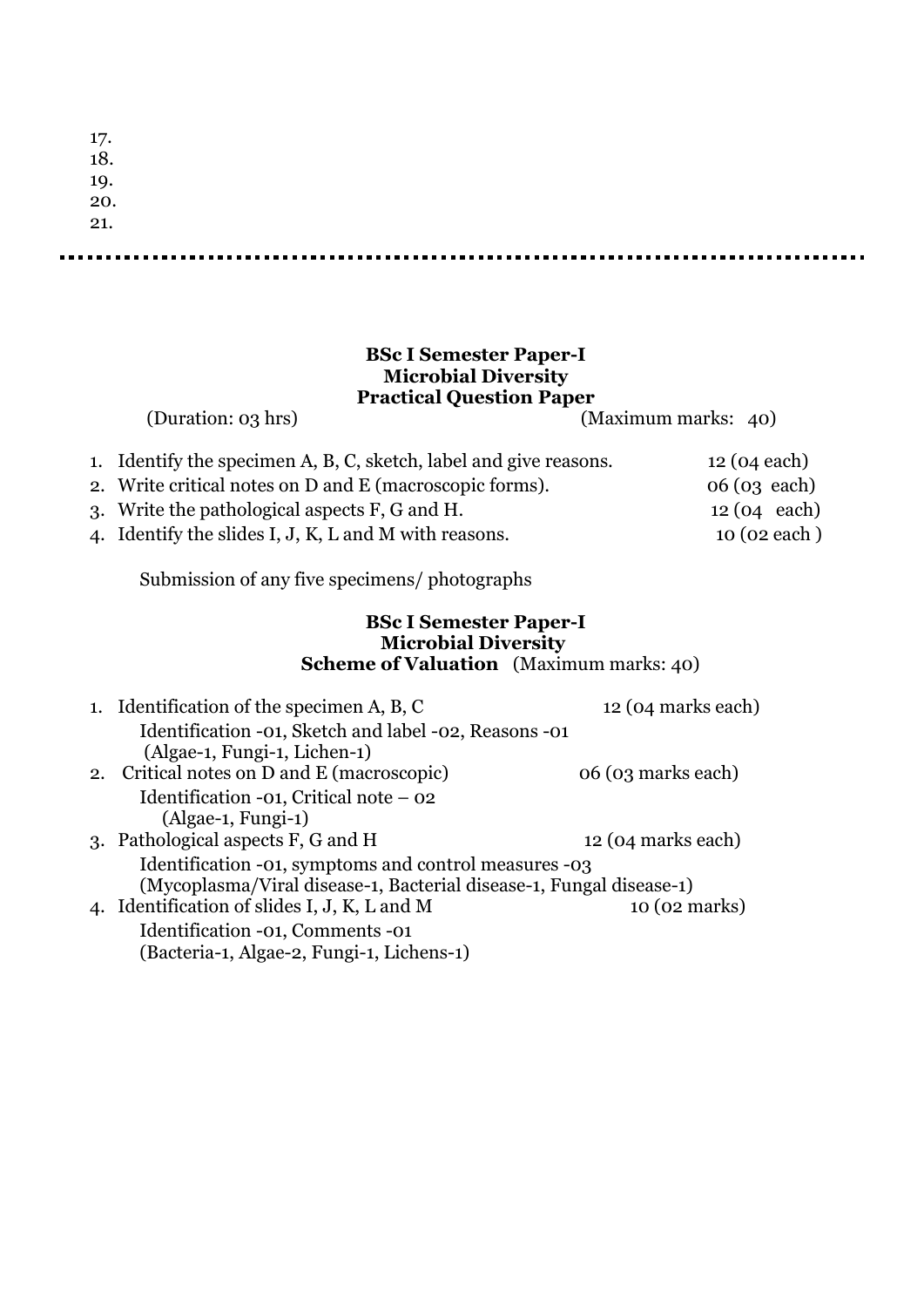17.
18.
19.
20.
21.

---

**BSc I Semester Paper-I**
**Microbial Diversity**
**Practical Question Paper**

(Duration: 03 hrs) (Maximum marks: 40)

1. Identify the specimen A, B, C, sketch, label and give reasons. 12 (04 each)
2. Write critical notes on D and E (macroscopic forms). 06 (03 each)
3. Write the pathological aspects F, G and H. 12 (04 each)
4. Identify the slides I, J, K, L and M with reasons. 10 (02 each )

Submission of any five specimens/ photographs

**BSc I Semester Paper-I**
**Microbial Diversity**
**Scheme of Valuation** (Maximum marks: 40)

1. Identification of the specimen A, B, C 12 (04 marks each)
   Identification -01, Sketch and label -02, Reasons -01
   (Algae-1, Fungi-1, Lichen-1)
2. Critical notes on D and E (macroscopic) 06 (03 marks each)
   Identification -01, Critical note – 02
   (Algae-1, Fungi-1)
3. Pathological aspects F, G and H 12 (04 marks each)
   Identification -01, symptoms and control measures -03
   (Mycoplasma/Viral disease-1, Bacterial disease-1, Fungal disease-1)
4. Identification of slides I, J, K, L and M 10 (02 marks)
   Identification -01, Comments -01
   (Bacteria-1, Algae-2, Fungi-1, Lichens-1)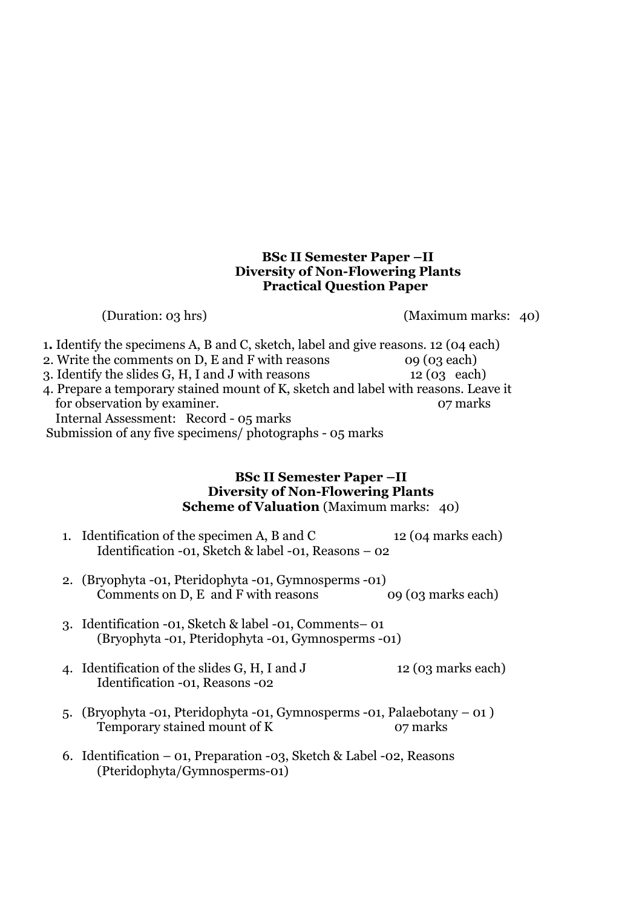**BSc II Semester Paper –II**
**Diversity of Non-Flowering Plants**
**Practical Question Paper**

(Duration: 03 hrs) (Maximum marks: 40)

1. Identify the specimens A, B and C, sketch, label and give reasons. 12 (04 each)
2. Write the comments on D, E and F with reasons 09 (03 each)
3. Identify the slides G, H, I and J with reasons 12 (03 each)
4. Prepare a temporary stained mount of K, sketch and label with reasons. Leave it for observation by examiner. 07 marks

Internal Assessment: Record - 05 marks
Submission of any five specimens/ photographs - 05 marks

**BSc II Semester Paper –II**
**Diversity of Non-Flowering Plants**
**Scheme of Valuation** (Maximum marks: 40)

1. Identification of the specimen A, B and C 12 (04 marks each)
   Identification -01, Sketch & label -01, Reasons – 02
2. (Bryophyta -01, Pteridophyta -01, Gymnosperms -01)
   Comments on D, E and F with reasons 09 (03 marks each)
3. Identification -01, Sketch & label -01, Comments– 01
   (Bryophyta -01, Pteridophyta -01, Gymnosperms -01)
4. Identification of the slides G, H, I and J 12 (03 marks each)
   Identification -01, Reasons -02
5. (Bryophyta -01, Pteridophyta -01, Gymnosperms -01, Palaebotany – 01 )
   Temporary stained mount of K 07 marks
6. Identification – 01, Preparation -03, Sketch & Label -02, Reasons
   (Pteridophyta/Gymnosperms-01)